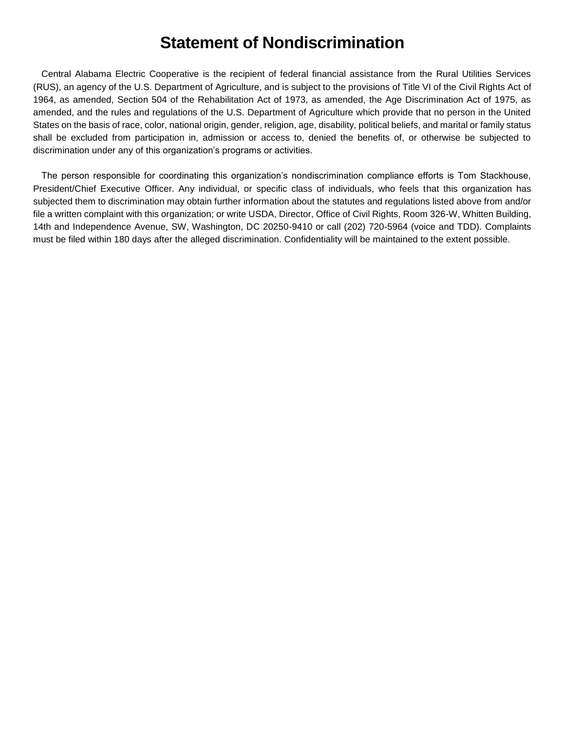# Statement of Nondiscrimination

Central Alabama Electric Cooperative is the recipient of federal financial assistance from the Rural Utilities Services (RUS), an agency of the U.S. Department of Agriculture, and is subject to the provisions of Title VI of the Civil Rights Act of 1964, as amended, Section 504 of the Rehabilitation Act of 1973, as amended, the Age Discrimination Act of 1975, as amended, and the rules and regulations of the U.S. Department of Agriculture which provide that no person in the United States on the basis of race, color, national origin, gender, religion, age, disability, political beliefs, and marital or family status shall be excluded from participation in, admission or access to, denied the benefits of, or otherwise be subjected to discrimination under any of this organization's programs or activities.

The person responsible for coordinating this organization's nondiscrimination compliance efforts is Tom Stackhouse, President/Chief Executive Officer. Any individual, or specific class of individuals, who feels that this organization has subjected them to discrimination may obtain further information about the statutes and regulations listed above from and/or file a written complaint with this organization; or write USDA, Director, Office of Civil Rights, Room 326-W, Whitten Building, 14th and Independence Avenue, SW, Washington, DC 20250-9410 or call (202) 720-5964 (voice and TDD). Complaints must be filed within 180 days after the alleged discrimination. Confidentiality will be maintained to the extent possible.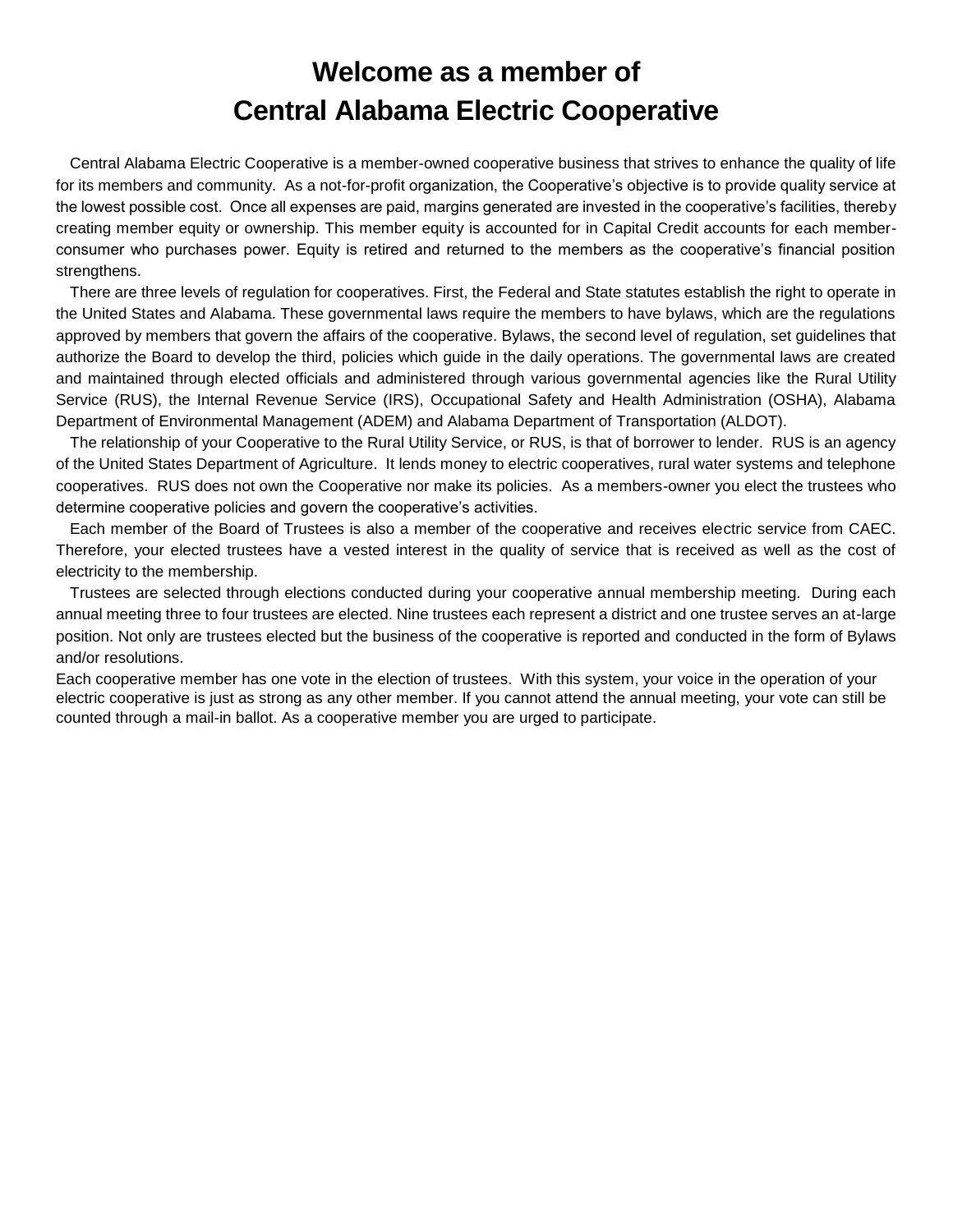# Welcome as a member of Central Alabama Electric Cooperative

Central Alabama Electric Cooperative is a member-owned cooperative business that strives to enhance the quality of life for its members and community. As a not-for-profit organization, the Cooperative's objective is to provide quality service at the lowest possible cost. Once all expenses are paid, margins generated are invested in the cooperative's facilities, thereby creating member equity or ownership. This member equity is accounted for in Capital Credit accounts for each member-consumer who purchases power. Equity is retired and returned to the members as the cooperative's financial position strengthens.

There are three levels of regulation for cooperatives. First, the Federal and State statutes establish the right to operate in the United States and Alabama. These governmental laws require the members to have bylaws, which are the regulations approved by members that govern the affairs of the cooperative. Bylaws, the second level of regulation, set guidelines that authorize the Board to develop the third, policies which guide in the daily operations. The governmental laws are created and maintained through elected officials and administered through various governmental agencies like the Rural Utility Service (RUS), the Internal Revenue Service (IRS), Occupational Safety and Health Administration (OSHA), Alabama Department of Environmental Management (ADEM) and Alabama Department of Transportation (ALDOT).

The relationship of your Cooperative to the Rural Utility Service, or RUS, is that of borrower to lender. RUS is an agency of the United States Department of Agriculture. It lends money to electric cooperatives, rural water systems and telephone cooperatives. RUS does not own the Cooperative nor make its policies. As a members-owner you elect the trustees who determine cooperative policies and govern the cooperative's activities.

Each member of the Board of Trustees is also a member of the cooperative and receives electric service from CAEC. Therefore, your elected trustees have a vested interest in the quality of service that is received as well as the cost of electricity to the membership.

Trustees are selected through elections conducted during your cooperative annual membership meeting. During each annual meeting three to four trustees are elected. Nine trustees each represent a district and one trustee serves an at-large position. Not only are trustees elected but the business of the cooperative is reported and conducted in the form of Bylaws and/or resolutions.

Each cooperative member has one vote in the election of trustees. With this system, your voice in the operation of your electric cooperative is just as strong as any other member. If you cannot attend the annual meeting, your vote can still be counted through a mail-in ballot. As a cooperative member you are urged to participate.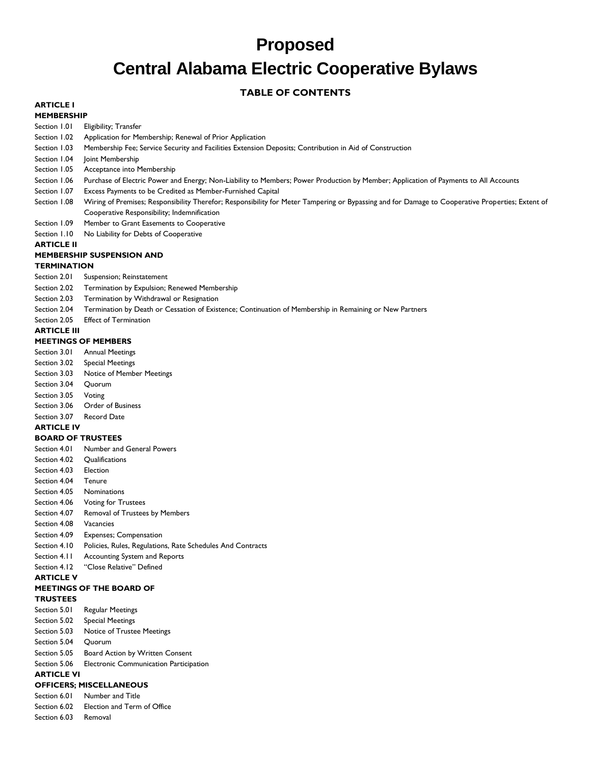# Proposed

# Central Alabama Electric Cooperative Bylaws

## TABLE OF CONTENTS

**ARTICLE I**
**MEMBERSHIP**

Section 1.01 Eligibility; Transfer
Section 1.02 Application for Membership; Renewal of Prior Application
Section 1.03 Membership Fee; Service Security and Facilities Extension Deposits; Contribution in Aid of Construction
Section 1.04 Joint Membership
Section 1.05 Acceptance into Membership
Section 1.06 Purchase of Electric Power and Energy; Non-Liability to Members; Power Production by Member; Application of Payments to All Accounts
Section 1.07 Excess Payments to be Credited as Member-Furnished Capital
Section 1.08 Wiring of Premises; Responsibility Therefor; Responsibility for Meter Tampering or Bypassing and for Damage to Cooperative Properties; Extent of Cooperative Responsibility; Indemnification
Section 1.09 Member to Grant Easements to Cooperative
Section 1.10 No Liability for Debts of Cooperative

**ARTICLE II**
**MEMBERSHIP SUSPENSION AND TERMINATION**

Section 2.01 Suspension; Reinstatement
Section 2.02 Termination by Expulsion; Renewed Membership
Section 2.03 Termination by Withdrawal or Resignation
Section 2.04 Termination by Death or Cessation of Existence; Continuation of Membership in Remaining or New Partners
Section 2.05 Effect of Termination

**ARTICLE III**
**MEETINGS OF MEMBERS**

Section 3.01 Annual Meetings
Section 3.02 Special Meetings
Section 3.03 Notice of Member Meetings
Section 3.04 Quorum
Section 3.05 Voting
Section 3.06 Order of Business
Section 3.07 Record Date

**ARTICLE IV**
**BOARD OF TRUSTEES**

Section 4.01 Number and General Powers
Section 4.02 Qualifications
Section 4.03 Election
Section 4.04 Tenure
Section 4.05 Nominations
Section 4.06 Voting for Trustees
Section 4.07 Removal of Trustees by Members
Section 4.08 Vacancies
Section 4.09 Expenses; Compensation
Section 4.10 Policies, Rules, Regulations, Rate Schedules And Contracts
Section 4.11 Accounting System and Reports
Section 4.12 "Close Relative" Defined

**ARTICLE V**
**MEETINGS OF THE BOARD OF TRUSTEES**

Section 5.01 Regular Meetings
Section 5.02 Special Meetings
Section 5.03 Notice of Trustee Meetings
Section 5.04 Quorum
Section 5.05 Board Action by Written Consent
Section 5.06 Electronic Communication Participation

**ARTICLE VI**
**OFFICERS; MISCELLANEOUS**

Section 6.01 Number and Title
Section 6.02 Election and Term of Office
Section 6.03 Removal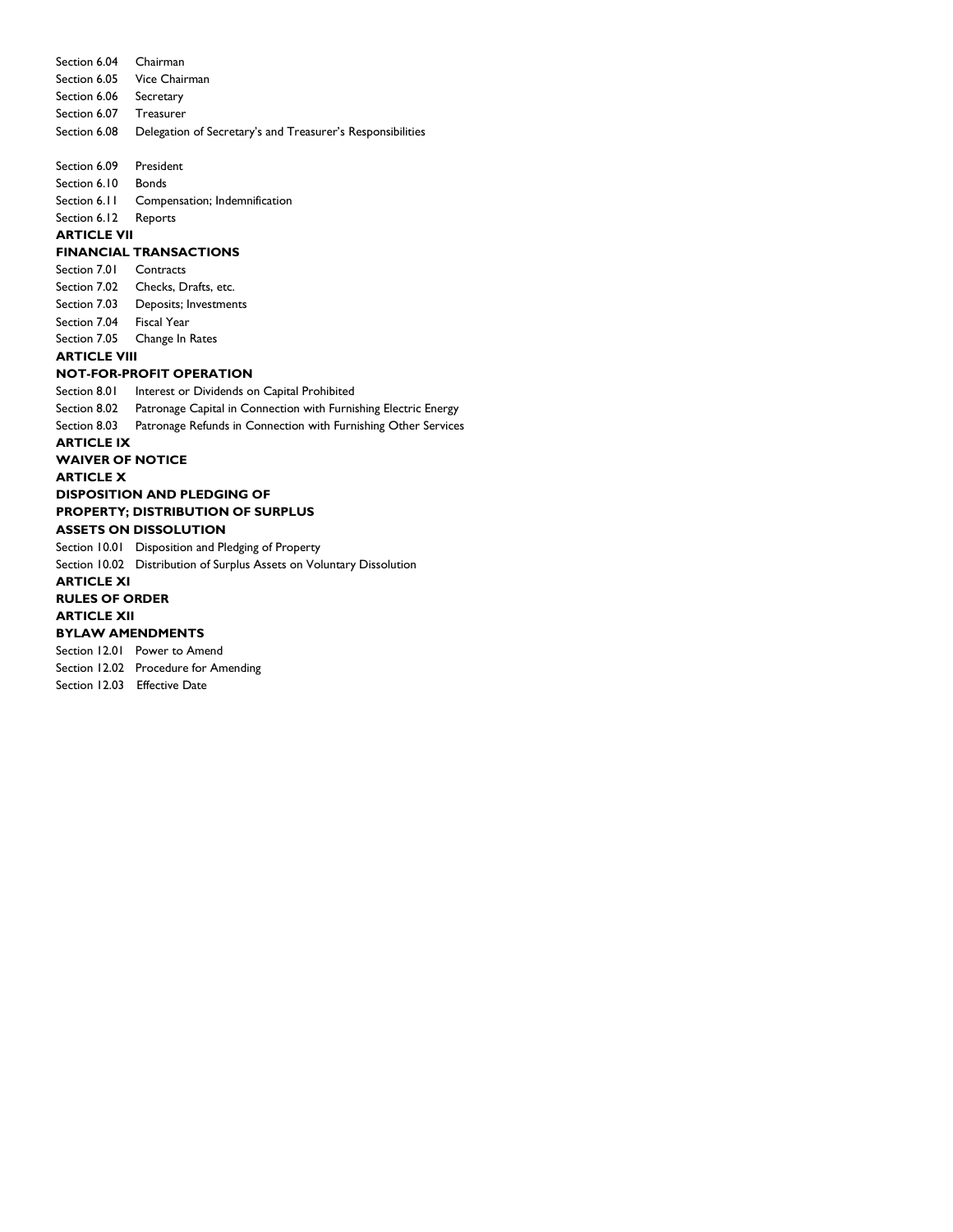Section 6.04 Chairman

Section 6.05 Vice Chairman

Section 6.06 Secretary

Section 6.07 Treasurer

Section 6.08 Delegation of Secretary's and Treasurer's Responsibilities

Section 6.09 President

Section 6.10 Bonds

Section 6.11 Compensation; Indemnification

Section 6.12 Reports

**ARTICLE VII**

**FINANCIAL TRANSACTIONS**

Section 7.01 Contracts

Section 7.02 Checks, Drafts, etc.

Section 7.03 Deposits; Investments

Section 7.04 Fiscal Year

Section 7.05 Change In Rates

**ARTICLE VIII**

**NOT-FOR-PROFIT OPERATION**

Section 8.01 Interest or Dividends on Capital Prohibited

Section 8.02 Patronage Capital in Connection with Furnishing Electric Energy

Section 8.03 Patronage Refunds in Connection with Furnishing Other Services

**ARTICLE IX**

**WAIVER OF NOTICE**

**ARTICLE X**

**DISPOSITION AND PLEDGING OF PROPERTY; DISTRIBUTION OF SURPLUS ASSETS ON DISSOLUTION**

Section 10.01 Disposition and Pledging of Property

Section 10.02 Distribution of Surplus Assets on Voluntary Dissolution

**ARTICLE XI**

**RULES OF ORDER**

**ARTICLE XII**

**BYLAW AMENDMENTS**

Section 12.01 Power to Amend

Section 12.02 Procedure for Amending

Section 12.03 Effective Date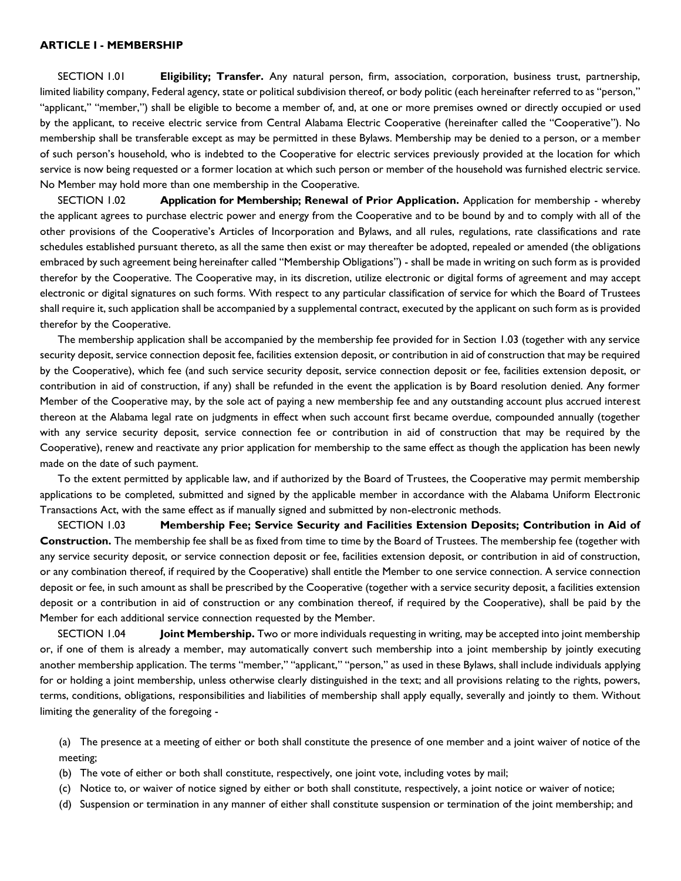## ARTICLE I - MEMBERSHIP

SECTION 1.01 **Eligibility; Transfer.** Any natural person, firm, association, corporation, business trust, partnership, limited liability company, Federal agency, state or political subdivision thereof, or body politic (each hereinafter referred to as "person," "applicant," "member,") shall be eligible to become a member of, and, at one or more premises owned or directly occupied or used by the applicant, to receive electric service from Central Alabama Electric Cooperative (hereinafter called the "Cooperative"). No membership shall be transferable except as may be permitted in these Bylaws. Membership may be denied to a person, or a member of such person's household, who is indebted to the Cooperative for electric services previously provided at the location for which service is now being requested or a former location at which such person or member of the household was furnished electric service. No Member may hold more than one membership in the Cooperative.

SECTION 1.02 **Application for Membership; Renewal of Prior Application.** Application for membership - whereby the applicant agrees to purchase electric power and energy from the Cooperative and to be bound by and to comply with all of the other provisions of the Cooperative's Articles of Incorporation and Bylaws, and all rules, regulations, rate classifications and rate schedules established pursuant thereto, as all the same then exist or may thereafter be adopted, repealed or amended (the obligations embraced by such agreement being hereinafter called "Membership Obligations") - shall be made in writing on such form as is provided therefor by the Cooperative. The Cooperative may, in its discretion, utilize electronic or digital forms of agreement and may accept electronic or digital signatures on such forms. With respect to any particular classification of service for which the Board of Trustees shall require it, such application shall be accompanied by a supplemental contract, executed by the applicant on such form as is provided therefor by the Cooperative.

The membership application shall be accompanied by the membership fee provided for in Section 1.03 (together with any service security deposit, service connection deposit fee, facilities extension deposit, or contribution in aid of construction that may be required by the Cooperative), which fee (and such service security deposit, service connection deposit or fee, facilities extension deposit, or contribution in aid of construction, if any) shall be refunded in the event the application is by Board resolution denied. Any former Member of the Cooperative may, by the sole act of paying a new membership fee and any outstanding account plus accrued interest thereon at the Alabama legal rate on judgments in effect when such account first became overdue, compounded annually (together with any service security deposit, service connection fee or contribution in aid of construction that may be required by the Cooperative), renew and reactivate any prior application for membership to the same effect as though the application has been newly made on the date of such payment.

To the extent permitted by applicable law, and if authorized by the Board of Trustees, the Cooperative may permit membership applications to be completed, submitted and signed by the applicable member in accordance with the Alabama Uniform Electronic Transactions Act, with the same effect as if manually signed and submitted by non-electronic methods.

SECTION 1.03 **Membership Fee; Service Security and Facilities Extension Deposits; Contribution in Aid of Construction.** The membership fee shall be as fixed from time to time by the Board of Trustees. The membership fee (together with any service security deposit, or service connection deposit or fee, facilities extension deposit, or contribution in aid of construction, or any combination thereof, if required by the Cooperative) shall entitle the Member to one service connection. A service connection deposit or fee, in such amount as shall be prescribed by the Cooperative (together with a service security deposit, a facilities extension deposit or a contribution in aid of construction or any combination thereof, if required by the Cooperative), shall be paid by the Member for each additional service connection requested by the Member.

SECTION 1.04 **Joint Membership.** Two or more individuals requesting in writing, may be accepted into joint membership or, if one of them is already a member, may automatically convert such membership into a joint membership by jointly executing another membership application. The terms "member," "applicant," "person," as used in these Bylaws, shall include individuals applying for or holding a joint membership, unless otherwise clearly distinguished in the text; and all provisions relating to the rights, powers, terms, conditions, obligations, responsibilities and liabilities of membership shall apply equally, severally and jointly to them. Without limiting the generality of the foregoing -

(a) The presence at a meeting of either or both shall constitute the presence of one member and a joint waiver of notice of the meeting;

(b) The vote of either or both shall constitute, respectively, one joint vote, including votes by mail;

(c) Notice to, or waiver of notice signed by either or both shall constitute, respectively, a joint notice or waiver of notice;

(d) Suspension or termination in any manner of either shall constitute suspension or termination of the joint membership; and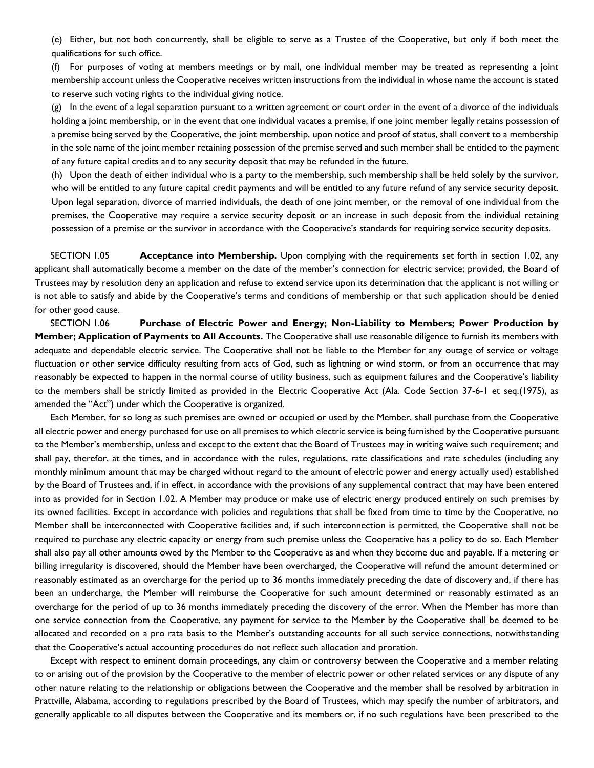(e) Either, but not both concurrently, shall be eligible to serve as a Trustee of the Cooperative, but only if both meet the qualifications for such office.

(f) For purposes of voting at members meetings or by mail, one individual member may be treated as representing a joint membership account unless the Cooperative receives written instructions from the individual in whose name the account is stated to reserve such voting rights to the individual giving notice.

(g) In the event of a legal separation pursuant to a written agreement or court order in the event of a divorce of the individuals holding a joint membership, or in the event that one individual vacates a premise, if one joint member legally retains possession of a premise being served by the Cooperative, the joint membership, upon notice and proof of status, shall convert to a membership in the sole name of the joint member retaining possession of the premise served and such member shall be entitled to the payment of any future capital credits and to any security deposit that may be refunded in the future.

(h) Upon the death of either individual who is a party to the membership, such membership shall be held solely by the survivor, who will be entitled to any future capital credit payments and will be entitled to any future refund of any service security deposit. Upon legal separation, divorce of married individuals, the death of one joint member, or the removal of one individual from the premises, the Cooperative may require a service security deposit or an increase in such deposit from the individual retaining possession of a premise or the survivor in accordance with the Cooperative's standards for requiring service security deposits.

SECTION 1.05 **Acceptance into Membership.** Upon complying with the requirements set forth in section 1.02, any applicant shall automatically become a member on the date of the member's connection for electric service; provided, the Board of Trustees may by resolution deny an application and refuse to extend service upon its determination that the applicant is not willing or is not able to satisfy and abide by the Cooperative's terms and conditions of membership or that such application should be denied for other good cause.

SECTION 1.06 **Purchase of Electric Power and Energy; Non-Liability to Members; Power Production by Member; Application of Payments to All Accounts.** The Cooperative shall use reasonable diligence to furnish its members with adequate and dependable electric service. The Cooperative shall not be liable to the Member for any outage of service or voltage fluctuation or other service difficulty resulting from acts of God, such as lightning or wind storm, or from an occurrence that may reasonably be expected to happen in the normal course of utility business, such as equipment failures and the Cooperative's liability to the members shall be strictly limited as provided in the Electric Cooperative Act (Ala. Code Section 37-6-1 et seq.(1975), as amended the "Act") under which the Cooperative is organized.

Each Member, for so long as such premises are owned or occupied or used by the Member, shall purchase from the Cooperative all electric power and energy purchased for use on all premises to which electric service is being furnished by the Cooperative pursuant to the Member's membership, unless and except to the extent that the Board of Trustees may in writing waive such requirement; and shall pay, therefor, at the times, and in accordance with the rules, regulations, rate classifications and rate schedules (including any monthly minimum amount that may be charged without regard to the amount of electric power and energy actually used) established by the Board of Trustees and, if in effect, in accordance with the provisions of any supplemental contract that may have been entered into as provided for in Section 1.02. A Member may produce or make use of electric energy produced entirely on such premises by its owned facilities. Except in accordance with policies and regulations that shall be fixed from time to time by the Cooperative, no Member shall be interconnected with Cooperative facilities and, if such interconnection is permitted, the Cooperative shall not be required to purchase any electric capacity or energy from such premise unless the Cooperative has a policy to do so. Each Member shall also pay all other amounts owed by the Member to the Cooperative as and when they become due and payable. If a metering or billing irregularity is discovered, should the Member have been overcharged, the Cooperative will refund the amount determined or reasonably estimated as an overcharge for the period up to 36 months immediately preceding the date of discovery and, if there has been an undercharge, the Member will reimburse the Cooperative for such amount determined or reasonably estimated as an overcharge for the period of up to 36 months immediately preceding the discovery of the error. When the Member has more than one service connection from the Cooperative, any payment for service to the Member by the Cooperative shall be deemed to be allocated and recorded on a pro rata basis to the Member's outstanding accounts for all such service connections, notwithstanding that the Cooperative's actual accounting procedures do not reflect such allocation and proration.

Except with respect to eminent domain proceedings, any claim or controversy between the Cooperative and a member relating to or arising out of the provision by the Cooperative to the member of electric power or other related services or any dispute of any other nature relating to the relationship or obligations between the Cooperative and the member shall be resolved by arbitration in Prattville, Alabama, according to regulations prescribed by the Board of Trustees, which may specify the number of arbitrators, and generally applicable to all disputes between the Cooperative and its members or, if no such regulations have been prescribed to the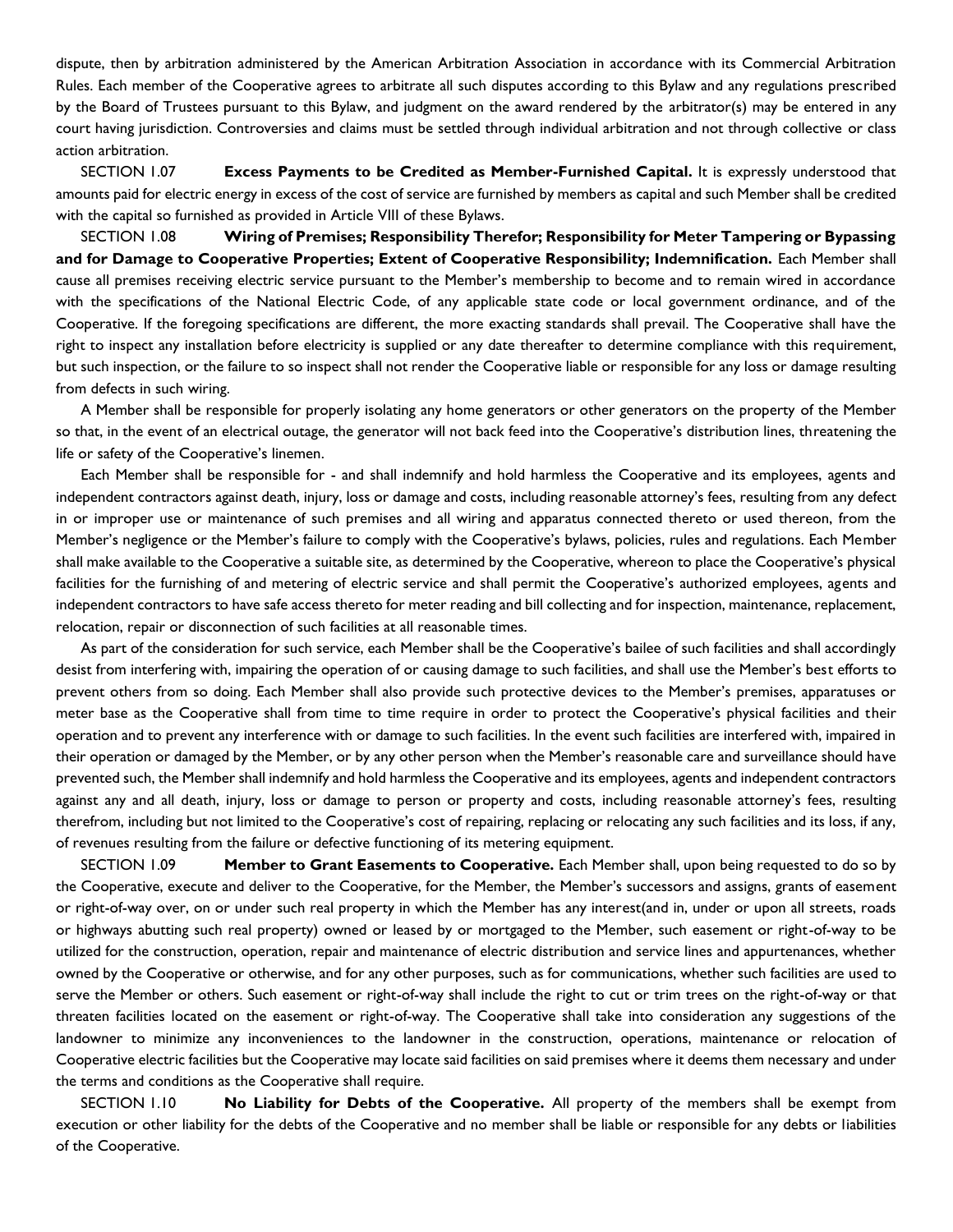dispute, then by arbitration administered by the American Arbitration Association in accordance with its Commercial Arbitration Rules. Each member of the Cooperative agrees to arbitrate all such disputes according to this Bylaw and any regulations prescribed by the Board of Trustees pursuant to this Bylaw, and judgment on the award rendered by the arbitrator(s) may be entered in any court having jurisdiction. Controversies and claims must be settled through individual arbitration and not through collective or class action arbitration.

SECTION 1.07 **Excess Payments to be Credited as Member-Furnished Capital.** It is expressly understood that amounts paid for electric energy in excess of the cost of service are furnished by members as capital and such Member shall be credited with the capital so furnished as provided in Article VIII of these Bylaws.

SECTION 1.08 **Wiring of Premises; Responsibility Therefor; Responsibility for Meter Tampering or Bypassing and for Damage to Cooperative Properties; Extent of Cooperative Responsibility; Indemnification.** Each Member shall cause all premises receiving electric service pursuant to the Member's membership to become and to remain wired in accordance with the specifications of the National Electric Code, of any applicable state code or local government ordinance, and of the Cooperative. If the foregoing specifications are different, the more exacting standards shall prevail. The Cooperative shall have the right to inspect any installation before electricity is supplied or any date thereafter to determine compliance with this requirement, but such inspection, or the failure to so inspect shall not render the Cooperative liable or responsible for any loss or damage resulting from defects in such wiring.

A Member shall be responsible for properly isolating any home generators or other generators on the property of the Member so that, in the event of an electrical outage, the generator will not back feed into the Cooperative's distribution lines, threatening the life or safety of the Cooperative's linemen.

Each Member shall be responsible for - and shall indemnify and hold harmless the Cooperative and its employees, agents and independent contractors against death, injury, loss or damage and costs, including reasonable attorney's fees, resulting from any defect in or improper use or maintenance of such premises and all wiring and apparatus connected thereto or used thereon, from the Member's negligence or the Member's failure to comply with the Cooperative's bylaws, policies, rules and regulations. Each Member shall make available to the Cooperative a suitable site, as determined by the Cooperative, whereon to place the Cooperative's physical facilities for the furnishing of and metering of electric service and shall permit the Cooperative's authorized employees, agents and independent contractors to have safe access thereto for meter reading and bill collecting and for inspection, maintenance, replacement, relocation, repair or disconnection of such facilities at all reasonable times.

As part of the consideration for such service, each Member shall be the Cooperative's bailee of such facilities and shall accordingly desist from interfering with, impairing the operation of or causing damage to such facilities, and shall use the Member's best efforts to prevent others from so doing. Each Member shall also provide such protective devices to the Member's premises, apparatuses or meter base as the Cooperative shall from time to time require in order to protect the Cooperative's physical facilities and their operation and to prevent any interference with or damage to such facilities. In the event such facilities are interfered with, impaired in their operation or damaged by the Member, or by any other person when the Member's reasonable care and surveillance should have prevented such, the Member shall indemnify and hold harmless the Cooperative and its employees, agents and independent contractors against any and all death, injury, loss or damage to person or property and costs, including reasonable attorney's fees, resulting therefrom, including but not limited to the Cooperative's cost of repairing, replacing or relocating any such facilities and its loss, if any, of revenues resulting from the failure or defective functioning of its metering equipment.

SECTION 1.09 **Member to Grant Easements to Cooperative.** Each Member shall, upon being requested to do so by the Cooperative, execute and deliver to the Cooperative, for the Member, the Member's successors and assigns, grants of easement or right-of-way over, on or under such real property in which the Member has any interest(and in, under or upon all streets, roads or highways abutting such real property) owned or leased by or mortgaged to the Member, such easement or right-of-way to be utilized for the construction, operation, repair and maintenance of electric distribution and service lines and appurtenances, whether owned by the Cooperative or otherwise, and for any other purposes, such as for communications, whether such facilities are used to serve the Member or others. Such easement or right-of-way shall include the right to cut or trim trees on the right-of-way or that threaten facilities located on the easement or right-of-way. The Cooperative shall take into consideration any suggestions of the landowner to minimize any inconveniences to the landowner in the construction, operations, maintenance or relocation of Cooperative electric facilities but the Cooperative may locate said facilities on said premises where it deems them necessary and under the terms and conditions as the Cooperative shall require.

SECTION 1.10 **No Liability for Debts of the Cooperative.** All property of the members shall be exempt from execution or other liability for the debts of the Cooperative and no member shall be liable or responsible for any debts or liabilities of the Cooperative.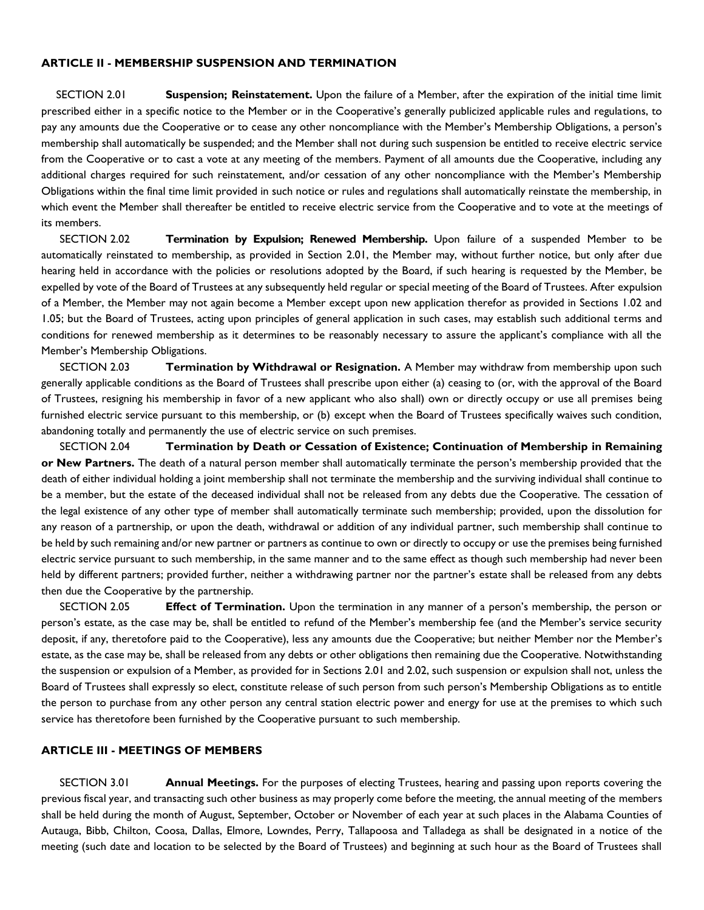## ARTICLE II - MEMBERSHIP SUSPENSION AND TERMINATION

SECTION 2.01 **Suspension; Reinstatement.** Upon the failure of a Member, after the expiration of the initial time limit prescribed either in a specific notice to the Member or in the Cooperative's generally publicized applicable rules and regulations, to pay any amounts due the Cooperative or to cease any other noncompliance with the Member's Membership Obligations, a person's membership shall automatically be suspended; and the Member shall not during such suspension be entitled to receive electric service from the Cooperative or to cast a vote at any meeting of the members. Payment of all amounts due the Cooperative, including any additional charges required for such reinstatement, and/or cessation of any other noncompliance with the Member's Membership Obligations within the final time limit provided in such notice or rules and regulations shall automatically reinstate the membership, in which event the Member shall thereafter be entitled to receive electric service from the Cooperative and to vote at the meetings of its members.

SECTION 2.02 **Termination by Expulsion; Renewed Membership.** Upon failure of a suspended Member to be automatically reinstated to membership, as provided in Section 2.01, the Member may, without further notice, but only after due hearing held in accordance with the policies or resolutions adopted by the Board, if such hearing is requested by the Member, be expelled by vote of the Board of Trustees at any subsequently held regular or special meeting of the Board of Trustees. After expulsion of a Member, the Member may not again become a Member except upon new application therefor as provided in Sections 1.02 and 1.05; but the Board of Trustees, acting upon principles of general application in such cases, may establish such additional terms and conditions for renewed membership as it determines to be reasonably necessary to assure the applicant's compliance with all the Member's Membership Obligations.

SECTION 2.03 **Termination by Withdrawal or Resignation.** A Member may withdraw from membership upon such generally applicable conditions as the Board of Trustees shall prescribe upon either (a) ceasing to (or, with the approval of the Board of Trustees, resigning his membership in favor of a new applicant who also shall) own or directly occupy or use all premises being furnished electric service pursuant to this membership, or (b) except when the Board of Trustees specifically waives such condition, abandoning totally and permanently the use of electric service on such premises.

SECTION 2.04 **Termination by Death or Cessation of Existence; Continuation of Membership in Remaining or New Partners.** The death of a natural person member shall automatically terminate the person's membership provided that the death of either individual holding a joint membership shall not terminate the membership and the surviving individual shall continue to be a member, but the estate of the deceased individual shall not be released from any debts due the Cooperative. The cessation of the legal existence of any other type of member shall automatically terminate such membership; provided, upon the dissolution for any reason of a partnership, or upon the death, withdrawal or addition of any individual partner, such membership shall continue to be held by such remaining and/or new partner or partners as continue to own or directly to occupy or use the premises being furnished electric service pursuant to such membership, in the same manner and to the same effect as though such membership had never been held by different partners; provided further, neither a withdrawing partner nor the partner's estate shall be released from any debts then due the Cooperative by the partnership.

SECTION 2.05 **Effect of Termination.** Upon the termination in any manner of a person's membership, the person or person's estate, as the case may be, shall be entitled to refund of the Member's membership fee (and the Member's service security deposit, if any, theretofore paid to the Cooperative), less any amounts due the Cooperative; but neither Member nor the Member's estate, as the case may be, shall be released from any debts or other obligations then remaining due the Cooperative. Notwithstanding the suspension or expulsion of a Member, as provided for in Sections 2.01 and 2.02, such suspension or expulsion shall not, unless the Board of Trustees shall expressly so elect, constitute release of such person from such person's Membership Obligations as to entitle the person to purchase from any other person any central station electric power and energy for use at the premises to which such service has theretofore been furnished by the Cooperative pursuant to such membership.

## ARTICLE III - MEETINGS OF MEMBERS

SECTION 3.01 **Annual Meetings.** For the purposes of electing Trustees, hearing and passing upon reports covering the previous fiscal year, and transacting such other business as may properly come before the meeting, the annual meeting of the members shall be held during the month of August, September, October or November of each year at such places in the Alabama Counties of Autauga, Bibb, Chilton, Coosa, Dallas, Elmore, Lowndes, Perry, Tallapoosa and Talladega as shall be designated in a notice of the meeting (such date and location to be selected by the Board of Trustees) and beginning at such hour as the Board of Trustees shall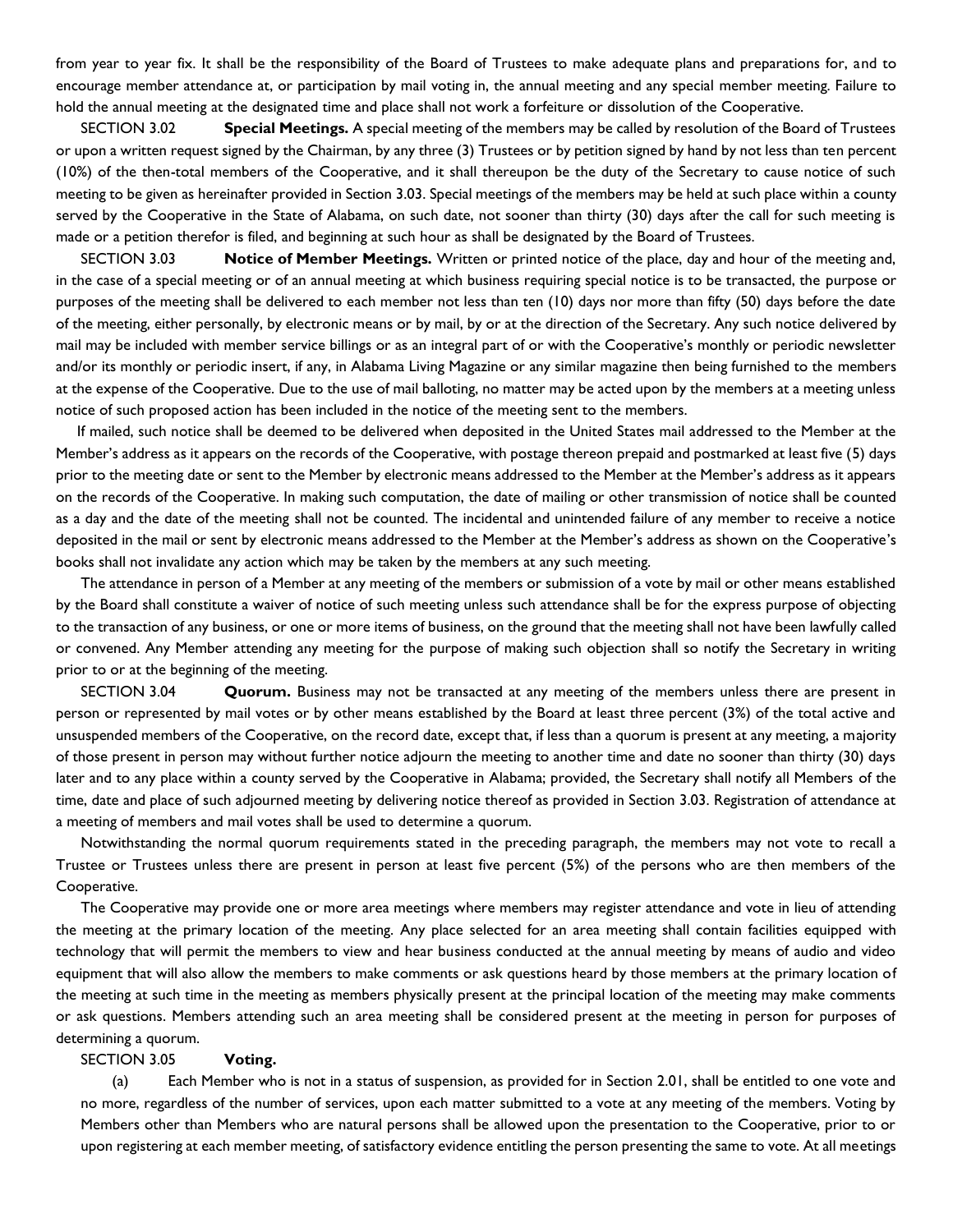from year to year fix. It shall be the responsibility of the Board of Trustees to make adequate plans and preparations for, and to encourage member attendance at, or participation by mail voting in, the annual meeting and any special member meeting. Failure to hold the annual meeting at the designated time and place shall not work a forfeiture or dissolution of the Cooperative.

SECTION 3.02 **Special Meetings.** A special meeting of the members may be called by resolution of the Board of Trustees or upon a written request signed by the Chairman, by any three (3) Trustees or by petition signed by hand by not less than ten percent (10%) of the then-total members of the Cooperative, and it shall thereupon be the duty of the Secretary to cause notice of such meeting to be given as hereinafter provided in Section 3.03. Special meetings of the members may be held at such place within a county served by the Cooperative in the State of Alabama, on such date, not sooner than thirty (30) days after the call for such meeting is made or a petition therefor is filed, and beginning at such hour as shall be designated by the Board of Trustees.

SECTION 3.03 **Notice of Member Meetings.** Written or printed notice of the place, day and hour of the meeting and, in the case of a special meeting or of an annual meeting at which business requiring special notice is to be transacted, the purpose or purposes of the meeting shall be delivered to each member not less than ten (10) days nor more than fifty (50) days before the date of the meeting, either personally, by electronic means or by mail, by or at the direction of the Secretary. Any such notice delivered by mail may be included with member service billings or as an integral part of or with the Cooperative's monthly or periodic newsletter and/or its monthly or periodic insert, if any, in Alabama Living Magazine or any similar magazine then being furnished to the members at the expense of the Cooperative. Due to the use of mail balloting, no matter may be acted upon by the members at a meeting unless notice of such proposed action has been included in the notice of the meeting sent to the members.

If mailed, such notice shall be deemed to be delivered when deposited in the United States mail addressed to the Member at the Member's address as it appears on the records of the Cooperative, with postage thereon prepaid and postmarked at least five (5) days prior to the meeting date or sent to the Member by electronic means addressed to the Member at the Member's address as it appears on the records of the Cooperative. In making such computation, the date of mailing or other transmission of notice shall be counted as a day and the date of the meeting shall not be counted. The incidental and unintended failure of any member to receive a notice deposited in the mail or sent by electronic means addressed to the Member at the Member's address as shown on the Cooperative's books shall not invalidate any action which may be taken by the members at any such meeting.

The attendance in person of a Member at any meeting of the members or submission of a vote by mail or other means established by the Board shall constitute a waiver of notice of such meeting unless such attendance shall be for the express purpose of objecting to the transaction of any business, or one or more items of business, on the ground that the meeting shall not have been lawfully called or convened. Any Member attending any meeting for the purpose of making such objection shall so notify the Secretary in writing prior to or at the beginning of the meeting.

SECTION 3.04 **Quorum.** Business may not be transacted at any meeting of the members unless there are present in person or represented by mail votes or by other means established by the Board at least three percent (3%) of the total active and unsuspended members of the Cooperative, on the record date, except that, if less than a quorum is present at any meeting, a majority of those present in person may without further notice adjourn the meeting to another time and date no sooner than thirty (30) days later and to any place within a county served by the Cooperative in Alabama; provided, the Secretary shall notify all Members of the time, date and place of such adjourned meeting by delivering notice thereof as provided in Section 3.03. Registration of attendance at a meeting of members and mail votes shall be used to determine a quorum.

Notwithstanding the normal quorum requirements stated in the preceding paragraph, the members may not vote to recall a Trustee or Trustees unless there are present in person at least five percent (5%) of the persons who are then members of the Cooperative.

The Cooperative may provide one or more area meetings where members may register attendance and vote in lieu of attending the meeting at the primary location of the meeting. Any place selected for an area meeting shall contain facilities equipped with technology that will permit the members to view and hear business conducted at the annual meeting by means of audio and video equipment that will also allow the members to make comments or ask questions heard by those members at the primary location of the meeting at such time in the meeting as members physically present at the principal location of the meeting may make comments or ask questions. Members attending such an area meeting shall be considered present at the meeting in person for purposes of determining a quorum.

SECTION 3.05 **Voting.**

(a) Each Member who is not in a status of suspension, as provided for in Section 2.01, shall be entitled to one vote and no more, regardless of the number of services, upon each matter submitted to a vote at any meeting of the members. Voting by Members other than Members who are natural persons shall be allowed upon the presentation to the Cooperative, prior to or upon registering at each member meeting, of satisfactory evidence entitling the person presenting the same to vote. At all meetings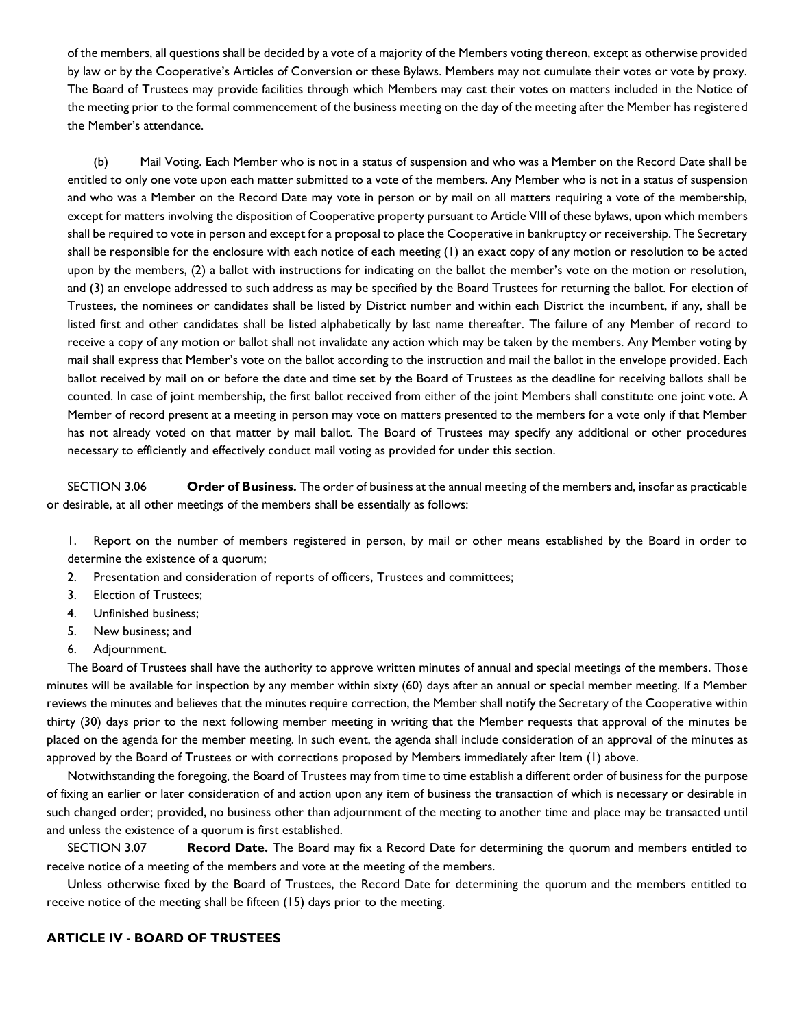of the members, all questions shall be decided by a vote of a majority of the Members voting thereon, except as otherwise provided by law or by the Cooperative's Articles of Conversion or these Bylaws. Members may not cumulate their votes or vote by proxy. The Board of Trustees may provide facilities through which Members may cast their votes on matters included in the Notice of the meeting prior to the formal commencement of the business meeting on the day of the meeting after the Member has registered the Member's attendance.

(b) Mail Voting. Each Member who is not in a status of suspension and who was a Member on the Record Date shall be entitled to only one vote upon each matter submitted to a vote of the members. Any Member who is not in a status of suspension and who was a Member on the Record Date may vote in person or by mail on all matters requiring a vote of the membership, except for matters involving the disposition of Cooperative property pursuant to Article VIII of these bylaws, upon which members shall be required to vote in person and except for a proposal to place the Cooperative in bankruptcy or receivership. The Secretary shall be responsible for the enclosure with each notice of each meeting (1) an exact copy of any motion or resolution to be acted upon by the members, (2) a ballot with instructions for indicating on the ballot the member's vote on the motion or resolution, and (3) an envelope addressed to such address as may be specified by the Board Trustees for returning the ballot. For election of Trustees, the nominees or candidates shall be listed by District number and within each District the incumbent, if any, shall be listed first and other candidates shall be listed alphabetically by last name thereafter. The failure of any Member of record to receive a copy of any motion or ballot shall not invalidate any action which may be taken by the members. Any Member voting by mail shall express that Member's vote on the ballot according to the instruction and mail the ballot in the envelope provided. Each ballot received by mail on or before the date and time set by the Board of Trustees as the deadline for receiving ballots shall be counted. In case of joint membership, the first ballot received from either of the joint Members shall constitute one joint vote. A Member of record present at a meeting in person may vote on matters presented to the members for a vote only if that Member has not already voted on that matter by mail ballot. The Board of Trustees may specify any additional or other procedures necessary to efficiently and effectively conduct mail voting as provided for under this section.

SECTION 3.06 **Order of Business.** The order of business at the annual meeting of the members and, insofar as practicable or desirable, at all other meetings of the members shall be essentially as follows:

1. Report on the number of members registered in person, by mail or other means established by the Board in order to determine the existence of a quorum;
2. Presentation and consideration of reports of officers, Trustees and committees;
3. Election of Trustees;
4. Unfinished business;
5. New business; and
6. Adjournment.

The Board of Trustees shall have the authority to approve written minutes of annual and special meetings of the members. Those minutes will be available for inspection by any member within sixty (60) days after an annual or special member meeting. If a Member reviews the minutes and believes that the minutes require correction, the Member shall notify the Secretary of the Cooperative within thirty (30) days prior to the next following member meeting in writing that the Member requests that approval of the minutes be placed on the agenda for the member meeting. In such event, the agenda shall include consideration of an approval of the minutes as approved by the Board of Trustees or with corrections proposed by Members immediately after Item (1) above.

Notwithstanding the foregoing, the Board of Trustees may from time to time establish a different order of business for the purpose of fixing an earlier or later consideration of and action upon any item of business the transaction of which is necessary or desirable in such changed order; provided, no business other than adjournment of the meeting to another time and place may be transacted until and unless the existence of a quorum is first established.

SECTION 3.07 **Record Date.** The Board may fix a Record Date for determining the quorum and members entitled to receive notice of a meeting of the members and vote at the meeting of the members.

Unless otherwise fixed by the Board of Trustees, the Record Date for determining the quorum and the members entitled to receive notice of the meeting shall be fifteen (15) days prior to the meeting.

## ARTICLE IV - BOARD OF TRUSTEES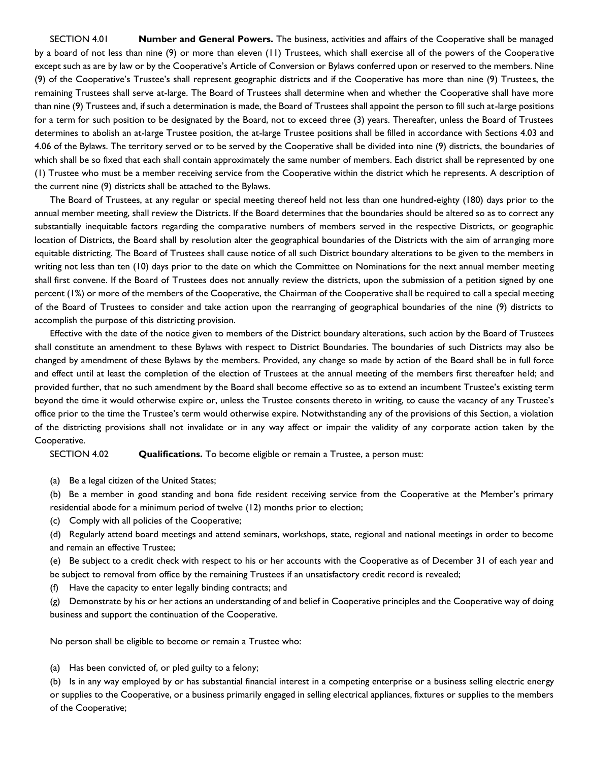SECTION 4.01 **Number and General Powers.** The business, activities and affairs of the Cooperative shall be managed by a board of not less than nine (9) or more than eleven (11) Trustees, which shall exercise all of the powers of the Cooperative except such as are by law or by the Cooperative's Article of Conversion or Bylaws conferred upon or reserved to the members. Nine (9) of the Cooperative's Trustee's shall represent geographic districts and if the Cooperative has more than nine (9) Trustees, the remaining Trustees shall serve at-large. The Board of Trustees shall determine when and whether the Cooperative shall have more than nine (9) Trustees and, if such a determination is made, the Board of Trustees shall appoint the person to fill such at-large positions for a term for such position to be designated by the Board, not to exceed three (3) years. Thereafter, unless the Board of Trustees determines to abolish an at-large Trustee position, the at-large Trustee positions shall be filled in accordance with Sections 4.03 and 4.06 of the Bylaws. The territory served or to be served by the Cooperative shall be divided into nine (9) districts, the boundaries of which shall be so fixed that each shall contain approximately the same number of members. Each district shall be represented by one (1) Trustee who must be a member receiving service from the Cooperative within the district which he represents. A description of the current nine (9) districts shall be attached to the Bylaws.

The Board of Trustees, at any regular or special meeting thereof held not less than one hundred-eighty (180) days prior to the annual member meeting, shall review the Districts. If the Board determines that the boundaries should be altered so as to correct any substantially inequitable factors regarding the comparative numbers of members served in the respective Districts, or geographic location of Districts, the Board shall by resolution alter the geographical boundaries of the Districts with the aim of arranging more equitable districting. The Board of Trustees shall cause notice of all such District boundary alterations to be given to the members in writing not less than ten (10) days prior to the date on which the Committee on Nominations for the next annual member meeting shall first convene. If the Board of Trustees does not annually review the districts, upon the submission of a petition signed by one percent (1%) or more of the members of the Cooperative, the Chairman of the Cooperative shall be required to call a special meeting of the Board of Trustees to consider and take action upon the rearranging of geographical boundaries of the nine (9) districts to accomplish the purpose of this districting provision.

Effective with the date of the notice given to members of the District boundary alterations, such action by the Board of Trustees shall constitute an amendment to these Bylaws with respect to District Boundaries. The boundaries of such Districts may also be changed by amendment of these Bylaws by the members. Provided, any change so made by action of the Board shall be in full force and effect until at least the completion of the election of Trustees at the annual meeting of the members first thereafter held; and provided further, that no such amendment by the Board shall become effective so as to extend an incumbent Trustee's existing term beyond the time it would otherwise expire or, unless the Trustee consents thereto in writing, to cause the vacancy of any Trustee's office prior to the time the Trustee's term would otherwise expire. Notwithstanding any of the provisions of this Section, a violation of the districting provisions shall not invalidate or in any way affect or impair the validity of any corporate action taken by the Cooperative.

SECTION 4.02 **Qualifications.** To become eligible or remain a Trustee, a person must:

(a) Be a legal citizen of the United States;

(b) Be a member in good standing and bona fide resident receiving service from the Cooperative at the Member's primary residential abode for a minimum period of twelve (12) months prior to election;

(c) Comply with all policies of the Cooperative;

(d) Regularly attend board meetings and attend seminars, workshops, state, regional and national meetings in order to become and remain an effective Trustee;

(e) Be subject to a credit check with respect to his or her accounts with the Cooperative as of December 31 of each year and be subject to removal from office by the remaining Trustees if an unsatisfactory credit record is revealed;

(f) Have the capacity to enter legally binding contracts; and

(g) Demonstrate by his or her actions an understanding of and belief in Cooperative principles and the Cooperative way of doing business and support the continuation of the Cooperative.

No person shall be eligible to become or remain a Trustee who:

(a) Has been convicted of, or pled guilty to a felony;

(b) Is in any way employed by or has substantial financial interest in a competing enterprise or a business selling electric energy or supplies to the Cooperative, or a business primarily engaged in selling electrical appliances, fixtures or supplies to the members of the Cooperative;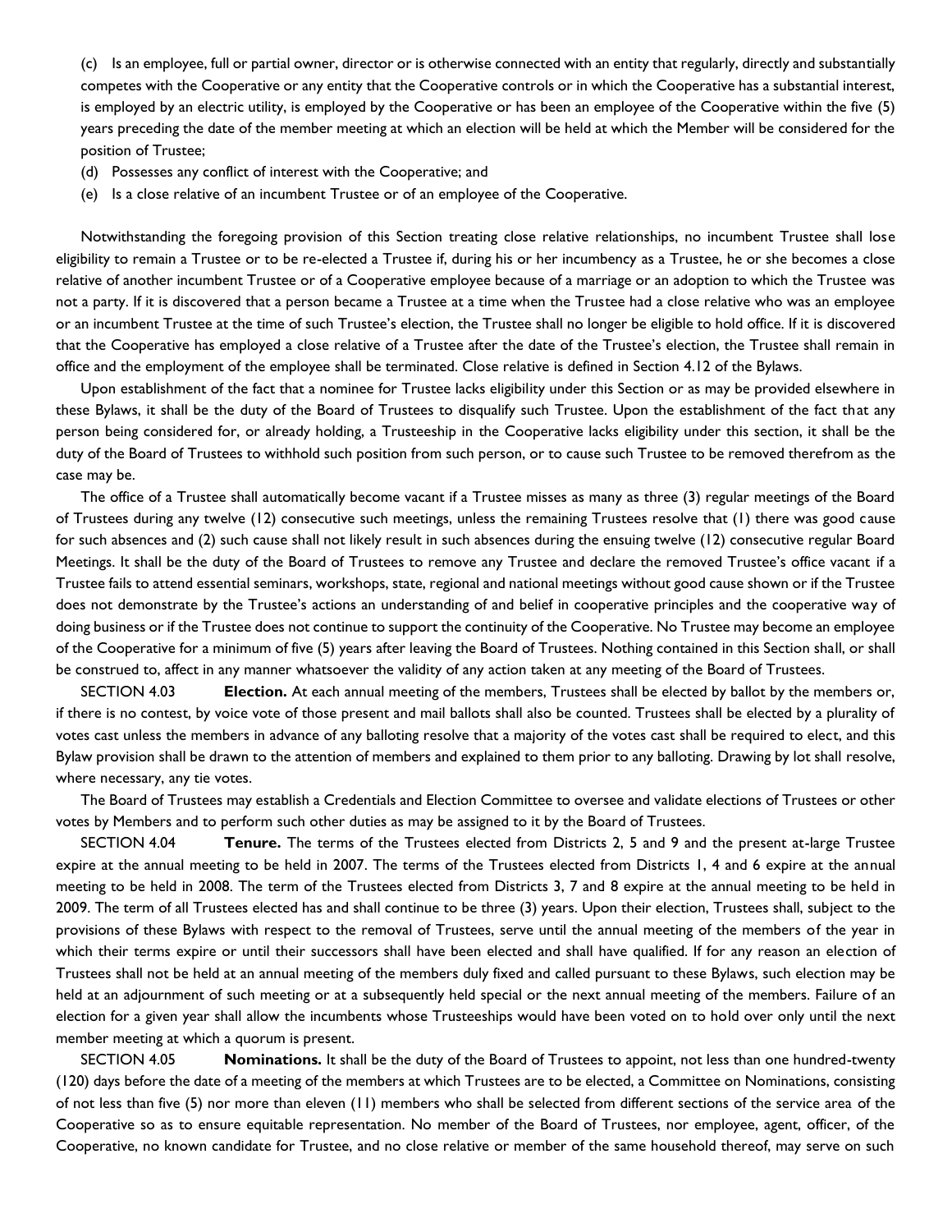(c) Is an employee, full or partial owner, director or is otherwise connected with an entity that regularly, directly and substantially competes with the Cooperative or any entity that the Cooperative controls or in which the Cooperative has a substantial interest, is employed by an electric utility, is employed by the Cooperative or has been an employee of the Cooperative within the five (5) years preceding the date of the member meeting at which an election will be held at which the Member will be considered for the position of Trustee;

(d) Possesses any conflict of interest with the Cooperative; and

(e) Is a close relative of an incumbent Trustee or of an employee of the Cooperative.

Notwithstanding the foregoing provision of this Section treating close relative relationships, no incumbent Trustee shall lose eligibility to remain a Trustee or to be re-elected a Trustee if, during his or her incumbency as a Trustee, he or she becomes a close relative of another incumbent Trustee or of a Cooperative employee because of a marriage or an adoption to which the Trustee was not a party. If it is discovered that a person became a Trustee at a time when the Trustee had a close relative who was an employee or an incumbent Trustee at the time of such Trustee's election, the Trustee shall no longer be eligible to hold office. If it is discovered that the Cooperative has employed a close relative of a Trustee after the date of the Trustee's election, the Trustee shall remain in office and the employment of the employee shall be terminated. Close relative is defined in Section 4.12 of the Bylaws.

Upon establishment of the fact that a nominee for Trustee lacks eligibility under this Section or as may be provided elsewhere in these Bylaws, it shall be the duty of the Board of Trustees to disqualify such Trustee. Upon the establishment of the fact that any person being considered for, or already holding, a Trusteeship in the Cooperative lacks eligibility under this section, it shall be the duty of the Board of Trustees to withhold such position from such person, or to cause such Trustee to be removed therefrom as the case may be.

The office of a Trustee shall automatically become vacant if a Trustee misses as many as three (3) regular meetings of the Board of Trustees during any twelve (12) consecutive such meetings, unless the remaining Trustees resolve that (1) there was good cause for such absences and (2) such cause shall not likely result in such absences during the ensuing twelve (12) consecutive regular Board Meetings. It shall be the duty of the Board of Trustees to remove any Trustee and declare the removed Trustee's office vacant if a Trustee fails to attend essential seminars, workshops, state, regional and national meetings without good cause shown or if the Trustee does not demonstrate by the Trustee's actions an understanding of and belief in cooperative principles and the cooperative way of doing business or if the Trustee does not continue to support the continuity of the Cooperative. No Trustee may become an employee of the Cooperative for a minimum of five (5) years after leaving the Board of Trustees. Nothing contained in this Section shall, or shall be construed to, affect in any manner whatsoever the validity of any action taken at any meeting of the Board of Trustees.

SECTION 4.03 **Election.** At each annual meeting of the members, Trustees shall be elected by ballot by the members or, if there is no contest, by voice vote of those present and mail ballots shall also be counted. Trustees shall be elected by a plurality of votes cast unless the members in advance of any balloting resolve that a majority of the votes cast shall be required to elect, and this Bylaw provision shall be drawn to the attention of members and explained to them prior to any balloting. Drawing by lot shall resolve, where necessary, any tie votes.

The Board of Trustees may establish a Credentials and Election Committee to oversee and validate elections of Trustees or other votes by Members and to perform such other duties as may be assigned to it by the Board of Trustees.

SECTION 4.04 **Tenure.** The terms of the Trustees elected from Districts 2, 5 and 9 and the present at-large Trustee expire at the annual meeting to be held in 2007. The terms of the Trustees elected from Districts 1, 4 and 6 expire at the annual meeting to be held in 2008. The term of the Trustees elected from Districts 3, 7 and 8 expire at the annual meeting to be held in 2009. The term of all Trustees elected has and shall continue to be three (3) years. Upon their election, Trustees shall, subject to the provisions of these Bylaws with respect to the removal of Trustees, serve until the annual meeting of the members of the year in which their terms expire or until their successors shall have been elected and shall have qualified. If for any reason an election of Trustees shall not be held at an annual meeting of the members duly fixed and called pursuant to these Bylaws, such election may be held at an adjournment of such meeting or at a subsequently held special or the next annual meeting of the members. Failure of an election for a given year shall allow the incumbents whose Trusteeships would have been voted on to hold over only until the next member meeting at which a quorum is present.

SECTION 4.05 **Nominations.** It shall be the duty of the Board of Trustees to appoint, not less than one hundred-twenty (120) days before the date of a meeting of the members at which Trustees are to be elected, a Committee on Nominations, consisting of not less than five (5) nor more than eleven (11) members who shall be selected from different sections of the service area of the Cooperative so as to ensure equitable representation. No member of the Board of Trustees, nor employee, agent, officer, of the Cooperative, no known candidate for Trustee, and no close relative or member of the same household thereof, may serve on such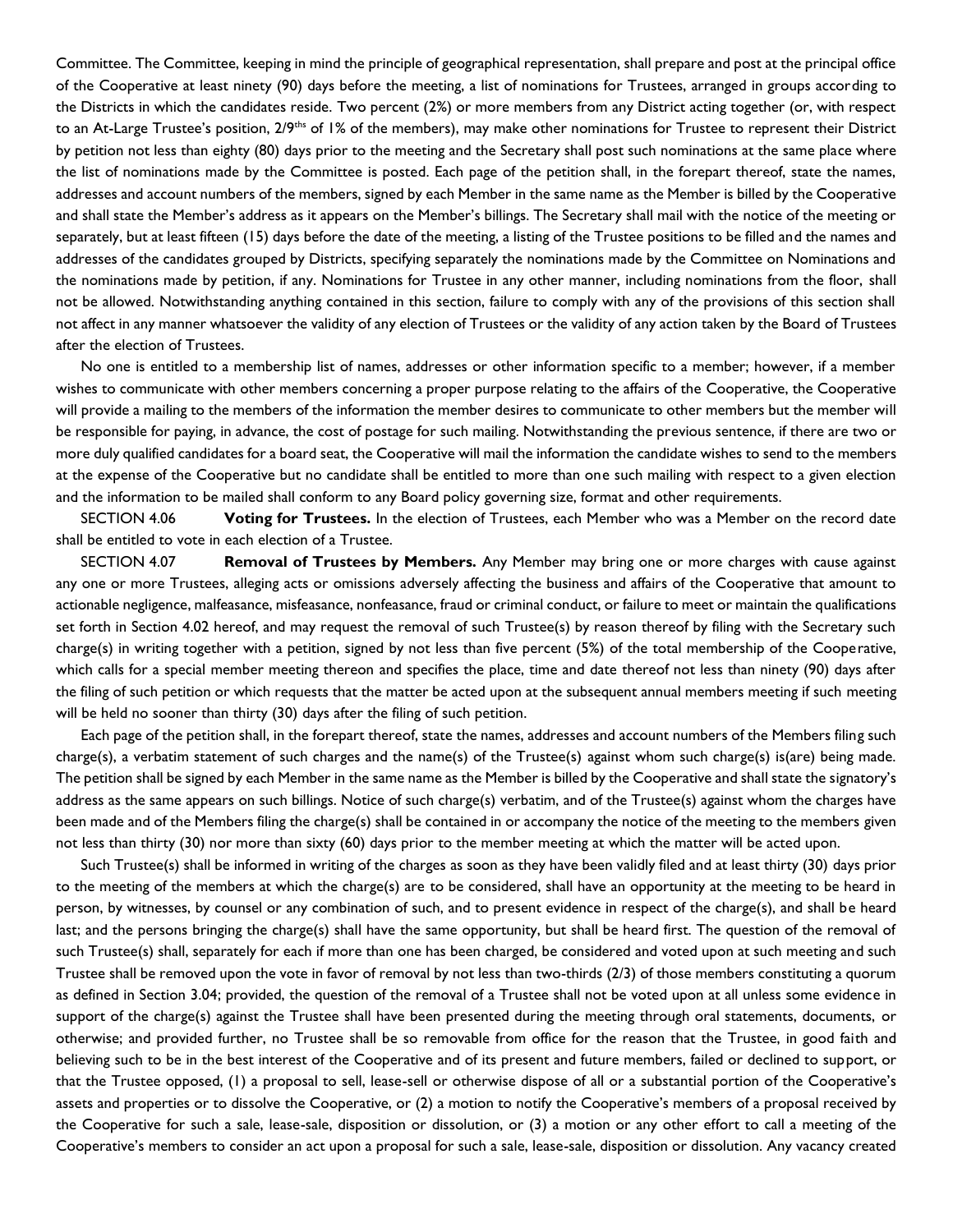Committee. The Committee, keeping in mind the principle of geographical representation, shall prepare and post at the principal office of the Cooperative at least ninety (90) days before the meeting, a list of nominations for Trustees, arranged in groups according to the Districts in which the candidates reside. Two percent (2%) or more members from any District acting together (or, with respect to an At-Large Trustee's position, 2/9ths of 1% of the members), may make other nominations for Trustee to represent their District by petition not less than eighty (80) days prior to the meeting and the Secretary shall post such nominations at the same place where the list of nominations made by the Committee is posted. Each page of the petition shall, in the forepart thereof, state the names, addresses and account numbers of the members, signed by each Member in the same name as the Member is billed by the Cooperative and shall state the Member's address as it appears on the Member's billings. The Secretary shall mail with the notice of the meeting or separately, but at least fifteen (15) days before the date of the meeting, a listing of the Trustee positions to be filled and the names and addresses of the candidates grouped by Districts, specifying separately the nominations made by the Committee on Nominations and the nominations made by petition, if any. Nominations for Trustee in any other manner, including nominations from the floor, shall not be allowed. Notwithstanding anything contained in this section, failure to comply with any of the provisions of this section shall not affect in any manner whatsoever the validity of any election of Trustees or the validity of any action taken by the Board of Trustees after the election of Trustees.

No one is entitled to a membership list of names, addresses or other information specific to a member; however, if a member wishes to communicate with other members concerning a proper purpose relating to the affairs of the Cooperative, the Cooperative will provide a mailing to the members of the information the member desires to communicate to other members but the member will be responsible for paying, in advance, the cost of postage for such mailing. Notwithstanding the previous sentence, if there are two or more duly qualified candidates for a board seat, the Cooperative will mail the information the candidate wishes to send to the members at the expense of the Cooperative but no candidate shall be entitled to more than one such mailing with respect to a given election and the information to be mailed shall conform to any Board policy governing size, format and other requirements.

SECTION 4.06 **Voting for Trustees.** In the election of Trustees, each Member who was a Member on the record date shall be entitled to vote in each election of a Trustee.

SECTION 4.07 **Removal of Trustees by Members.** Any Member may bring one or more charges with cause against any one or more Trustees, alleging acts or omissions adversely affecting the business and affairs of the Cooperative that amount to actionable negligence, malfeasance, misfeasance, nonfeasance, fraud or criminal conduct, or failure to meet or maintain the qualifications set forth in Section 4.02 hereof, and may request the removal of such Trustee(s) by reason thereof by filing with the Secretary such charge(s) in writing together with a petition, signed by not less than five percent (5%) of the total membership of the Cooperative, which calls for a special member meeting thereon and specifies the place, time and date thereof not less than ninety (90) days after the filing of such petition or which requests that the matter be acted upon at the subsequent annual members meeting if such meeting will be held no sooner than thirty (30) days after the filing of such petition.

Each page of the petition shall, in the forepart thereof, state the names, addresses and account numbers of the Members filing such charge(s), a verbatim statement of such charges and the name(s) of the Trustee(s) against whom such charge(s) is(are) being made. The petition shall be signed by each Member in the same name as the Member is billed by the Cooperative and shall state the signatory's address as the same appears on such billings. Notice of such charge(s) verbatim, and of the Trustee(s) against whom the charges have been made and of the Members filing the charge(s) shall be contained in or accompany the notice of the meeting to the members given not less than thirty (30) nor more than sixty (60) days prior to the member meeting at which the matter will be acted upon.

Such Trustee(s) shall be informed in writing of the charges as soon as they have been validly filed and at least thirty (30) days prior to the meeting of the members at which the charge(s) are to be considered, shall have an opportunity at the meeting to be heard in person, by witnesses, by counsel or any combination of such, and to present evidence in respect of the charge(s), and shall be heard last; and the persons bringing the charge(s) shall have the same opportunity, but shall be heard first. The question of the removal of such Trustee(s) shall, separately for each if more than one has been charged, be considered and voted upon at such meeting and such Trustee shall be removed upon the vote in favor of removal by not less than two-thirds (2/3) of those members constituting a quorum as defined in Section 3.04; provided, the question of the removal of a Trustee shall not be voted upon at all unless some evidence in support of the charge(s) against the Trustee shall have been presented during the meeting through oral statements, documents, or otherwise; and provided further, no Trustee shall be so removable from office for the reason that the Trustee, in good faith and believing such to be in the best interest of the Cooperative and of its present and future members, failed or declined to support, or that the Trustee opposed, (1) a proposal to sell, lease-sell or otherwise dispose of all or a substantial portion of the Cooperative's assets and properties or to dissolve the Cooperative, or (2) a motion to notify the Cooperative's members of a proposal received by the Cooperative for such a sale, lease-sale, disposition or dissolution, or (3) a motion or any other effort to call a meeting of the Cooperative's members to consider an act upon a proposal for such a sale, lease-sale, disposition or dissolution. Any vacancy created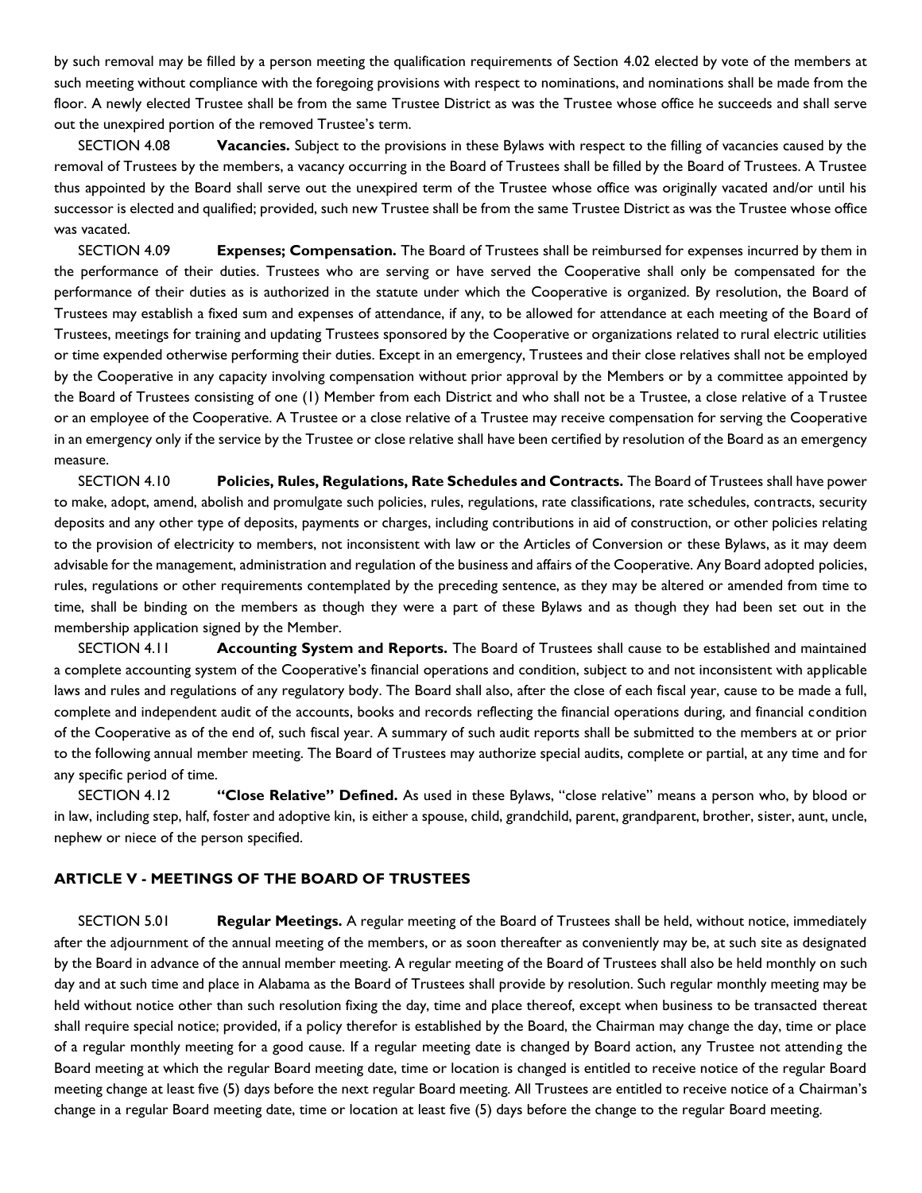by such removal may be filled by a person meeting the qualification requirements of Section 4.02 elected by vote of the members at such meeting without compliance with the foregoing provisions with respect to nominations, and nominations shall be made from the floor. A newly elected Trustee shall be from the same Trustee District as was the Trustee whose office he succeeds and shall serve out the unexpired portion of the removed Trustee's term.

SECTION 4.08 **Vacancies.** Subject to the provisions in these Bylaws with respect to the filling of vacancies caused by the removal of Trustees by the members, a vacancy occurring in the Board of Trustees shall be filled by the Board of Trustees. A Trustee thus appointed by the Board shall serve out the unexpired term of the Trustee whose office was originally vacated and/or until his successor is elected and qualified; provided, such new Trustee shall be from the same Trustee District as was the Trustee whose office was vacated.

SECTION 4.09 **Expenses; Compensation.** The Board of Trustees shall be reimbursed for expenses incurred by them in the performance of their duties. Trustees who are serving or have served the Cooperative shall only be compensated for the performance of their duties as is authorized in the statute under which the Cooperative is organized. By resolution, the Board of Trustees may establish a fixed sum and expenses of attendance, if any, to be allowed for attendance at each meeting of the Board of Trustees, meetings for training and updating Trustees sponsored by the Cooperative or organizations related to rural electric utilities or time expended otherwise performing their duties. Except in an emergency, Trustees and their close relatives shall not be employed by the Cooperative in any capacity involving compensation without prior approval by the Members or by a committee appointed by the Board of Trustees consisting of one (1) Member from each District and who shall not be a Trustee, a close relative of a Trustee or an employee of the Cooperative. A Trustee or a close relative of a Trustee may receive compensation for serving the Cooperative in an emergency only if the service by the Trustee or close relative shall have been certified by resolution of the Board as an emergency measure.

SECTION 4.10 **Policies, Rules, Regulations, Rate Schedules and Contracts.** The Board of Trustees shall have power to make, adopt, amend, abolish and promulgate such policies, rules, regulations, rate classifications, rate schedules, contracts, security deposits and any other type of deposits, payments or charges, including contributions in aid of construction, or other policies relating to the provision of electricity to members, not inconsistent with law or the Articles of Conversion or these Bylaws, as it may deem advisable for the management, administration and regulation of the business and affairs of the Cooperative. Any Board adopted policies, rules, regulations or other requirements contemplated by the preceding sentence, as they may be altered or amended from time to time, shall be binding on the members as though they were a part of these Bylaws and as though they had been set out in the membership application signed by the Member.

SECTION 4.11 **Accounting System and Reports.** The Board of Trustees shall cause to be established and maintained a complete accounting system of the Cooperative's financial operations and condition, subject to and not inconsistent with applicable laws and rules and regulations of any regulatory body. The Board shall also, after the close of each fiscal year, cause to be made a full, complete and independent audit of the accounts, books and records reflecting the financial operations during, and financial condition of the Cooperative as of the end of, such fiscal year. A summary of such audit reports shall be submitted to the members at or prior to the following annual member meeting. The Board of Trustees may authorize special audits, complete or partial, at any time and for any specific period of time.

SECTION 4.12 **"Close Relative" Defined.** As used in these Bylaws, "close relative" means a person who, by blood or in law, including step, half, foster and adoptive kin, is either a spouse, child, grandchild, parent, grandparent, brother, sister, aunt, uncle, nephew or niece of the person specified.

## ARTICLE V - MEETINGS OF THE BOARD OF TRUSTEES

SECTION 5.01 **Regular Meetings.** A regular meeting of the Board of Trustees shall be held, without notice, immediately after the adjournment of the annual meeting of the members, or as soon thereafter as conveniently may be, at such site as designated by the Board in advance of the annual member meeting. A regular meeting of the Board of Trustees shall also be held monthly on such day and at such time and place in Alabama as the Board of Trustees shall provide by resolution. Such regular monthly meeting may be held without notice other than such resolution fixing the day, time and place thereof, except when business to be transacted thereat shall require special notice; provided, if a policy therefor is established by the Board, the Chairman may change the day, time or place of a regular monthly meeting for a good cause. If a regular meeting date is changed by Board action, any Trustee not attending the Board meeting at which the regular Board meeting date, time or location is changed is entitled to receive notice of the regular Board meeting change at least five (5) days before the next regular Board meeting. All Trustees are entitled to receive notice of a Chairman's change in a regular Board meeting date, time or location at least five (5) days before the change to the regular Board meeting.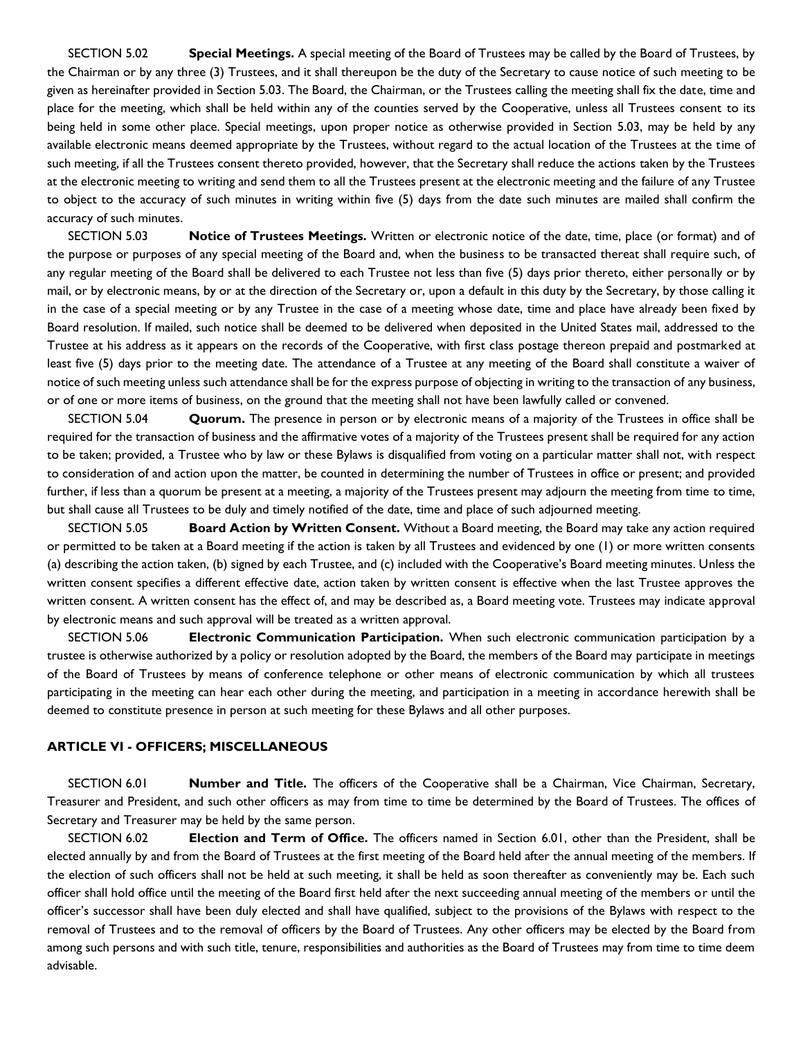SECTION 5.02 **Special Meetings.** A special meeting of the Board of Trustees may be called by the Board of Trustees, by the Chairman or by any three (3) Trustees, and it shall thereupon be the duty of the Secretary to cause notice of such meeting to be given as hereinafter provided in Section 5.03. The Board, the Chairman, or the Trustees calling the meeting shall fix the date, time and place for the meeting, which shall be held within any of the counties served by the Cooperative, unless all Trustees consent to its being held in some other place. Special meetings, upon proper notice as otherwise provided in Section 5.03, may be held by any available electronic means deemed appropriate by the Trustees, without regard to the actual location of the Trustees at the time of such meeting, if all the Trustees consent thereto provided, however, that the Secretary shall reduce the actions taken by the Trustees at the electronic meeting to writing and send them to all the Trustees present at the electronic meeting and the failure of any Trustee to object to the accuracy of such minutes in writing within five (5) days from the date such minutes are mailed shall confirm the accuracy of such minutes.

SECTION 5.03 **Notice of Trustees Meetings.** Written or electronic notice of the date, time, place (or format) and of the purpose or purposes of any special meeting of the Board and, when the business to be transacted thereat shall require such, of any regular meeting of the Board shall be delivered to each Trustee not less than five (5) days prior thereto, either personally or by mail, or by electronic means, by or at the direction of the Secretary or, upon a default in this duty by the Secretary, by those calling it in the case of a special meeting or by any Trustee in the case of a meeting whose date, time and place have already been fixed by Board resolution. If mailed, such notice shall be deemed to be delivered when deposited in the United States mail, addressed to the Trustee at his address as it appears on the records of the Cooperative, with first class postage thereon prepaid and postmarked at least five (5) days prior to the meeting date. The attendance of a Trustee at any meeting of the Board shall constitute a waiver of notice of such meeting unless such attendance shall be for the express purpose of objecting in writing to the transaction of any business, or of one or more items of business, on the ground that the meeting shall not have been lawfully called or convened.

SECTION 5.04 **Quorum.** The presence in person or by electronic means of a majority of the Trustees in office shall be required for the transaction of business and the affirmative votes of a majority of the Trustees present shall be required for any action to be taken; provided, a Trustee who by law or these Bylaws is disqualified from voting on a particular matter shall not, with respect to consideration of and action upon the matter, be counted in determining the number of Trustees in office or present; and provided further, if less than a quorum be present at a meeting, a majority of the Trustees present may adjourn the meeting from time to time, but shall cause all Trustees to be duly and timely notified of the date, time and place of such adjourned meeting.

SECTION 5.05 **Board Action by Written Consent.** Without a Board meeting, the Board may take any action required or permitted to be taken at a Board meeting if the action is taken by all Trustees and evidenced by one (1) or more written consents (a) describing the action taken, (b) signed by each Trustee, and (c) included with the Cooperative's Board meeting minutes. Unless the written consent specifies a different effective date, action taken by written consent is effective when the last Trustee approves the written consent. A written consent has the effect of, and may be described as, a Board meeting vote. Trustees may indicate approval by electronic means and such approval will be treated as a written approval.

SECTION 5.06 **Electronic Communication Participation.** When such electronic communication participation by a trustee is otherwise authorized by a policy or resolution adopted by the Board, the members of the Board may participate in meetings of the Board of Trustees by means of conference telephone or other means of electronic communication by which all trustees participating in the meeting can hear each other during the meeting, and participation in a meeting in accordance herewith shall be deemed to constitute presence in person at such meeting for these Bylaws and all other purposes.

## ARTICLE VI - OFFICERS; MISCELLANEOUS

SECTION 6.01 **Number and Title.** The officers of the Cooperative shall be a Chairman, Vice Chairman, Secretary, Treasurer and President, and such other officers as may from time to time be determined by the Board of Trustees. The offices of Secretary and Treasurer may be held by the same person.

SECTION 6.02 **Election and Term of Office.** The officers named in Section 6.01, other than the President, shall be elected annually by and from the Board of Trustees at the first meeting of the Board held after the annual meeting of the members. If the election of such officers shall not be held at such meeting, it shall be held as soon thereafter as conveniently may be. Each such officer shall hold office until the meeting of the Board first held after the next succeeding annual meeting of the members or until the officer's successor shall have been duly elected and shall have qualified, subject to the provisions of the Bylaws with respect to the removal of Trustees and to the removal of officers by the Board of Trustees. Any other officers may be elected by the Board from among such persons and with such title, tenure, responsibilities and authorities as the Board of Trustees may from time to time deem advisable.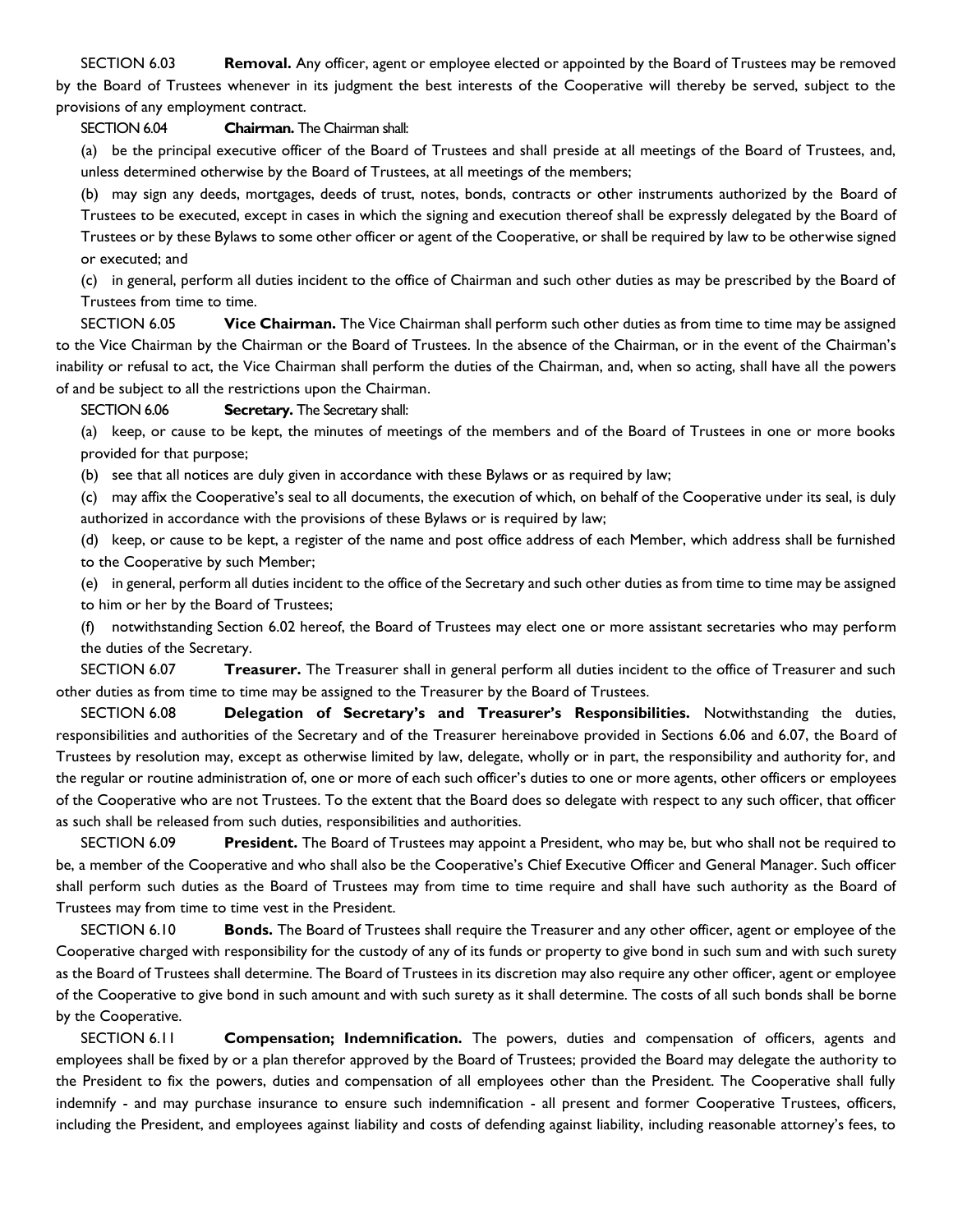SECTION 6.03 **Removal.** Any officer, agent or employee elected or appointed by the Board of Trustees may be removed by the Board of Trustees whenever in its judgment the best interests of the Cooperative will thereby be served, subject to the provisions of any employment contract.

SECTION 6.04 **Chairman.** The Chairman shall:

(a) be the principal executive officer of the Board of Trustees and shall preside at all meetings of the Board of Trustees, and, unless determined otherwise by the Board of Trustees, at all meetings of the members;

(b) may sign any deeds, mortgages, deeds of trust, notes, bonds, contracts or other instruments authorized by the Board of Trustees to be executed, except in cases in which the signing and execution thereof shall be expressly delegated by the Board of Trustees or by these Bylaws to some other officer or agent of the Cooperative, or shall be required by law to be otherwise signed or executed; and

(c) in general, perform all duties incident to the office of Chairman and such other duties as may be prescribed by the Board of Trustees from time to time.

SECTION 6.05 **Vice Chairman.** The Vice Chairman shall perform such other duties as from time to time may be assigned to the Vice Chairman by the Chairman or the Board of Trustees. In the absence of the Chairman, or in the event of the Chairman's inability or refusal to act, the Vice Chairman shall perform the duties of the Chairman, and, when so acting, shall have all the powers of and be subject to all the restrictions upon the Chairman.

SECTION 6.06 **Secretary.** The Secretary shall:

(a) keep, or cause to be kept, the minutes of meetings of the members and of the Board of Trustees in one or more books provided for that purpose;

(b) see that all notices are duly given in accordance with these Bylaws or as required by law;

(c) may affix the Cooperative's seal to all documents, the execution of which, on behalf of the Cooperative under its seal, is duly authorized in accordance with the provisions of these Bylaws or is required by law;

(d) keep, or cause to be kept, a register of the name and post office address of each Member, which address shall be furnished to the Cooperative by such Member;

(e) in general, perform all duties incident to the office of the Secretary and such other duties as from time to time may be assigned to him or her by the Board of Trustees;

(f) notwithstanding Section 6.02 hereof, the Board of Trustees may elect one or more assistant secretaries who may perform the duties of the Secretary.

SECTION 6.07 **Treasurer.** The Treasurer shall in general perform all duties incident to the office of Treasurer and such other duties as from time to time may be assigned to the Treasurer by the Board of Trustees.

SECTION 6.08 **Delegation of Secretary's and Treasurer's Responsibilities.** Notwithstanding the duties, responsibilities and authorities of the Secretary and of the Treasurer hereinabove provided in Sections 6.06 and 6.07, the Board of Trustees by resolution may, except as otherwise limited by law, delegate, wholly or in part, the responsibility and authority for, and the regular or routine administration of, one or more of each such officer's duties to one or more agents, other officers or employees of the Cooperative who are not Trustees. To the extent that the Board does so delegate with respect to any such officer, that officer as such shall be released from such duties, responsibilities and authorities.

SECTION 6.09 **President.** The Board of Trustees may appoint a President, who may be, but who shall not be required to be, a member of the Cooperative and who shall also be the Cooperative's Chief Executive Officer and General Manager. Such officer shall perform such duties as the Board of Trustees may from time to time require and shall have such authority as the Board of Trustees may from time to time vest in the President.

SECTION 6.10 **Bonds.** The Board of Trustees shall require the Treasurer and any other officer, agent or employee of the Cooperative charged with responsibility for the custody of any of its funds or property to give bond in such sum and with such surety as the Board of Trustees shall determine. The Board of Trustees in its discretion may also require any other officer, agent or employee of the Cooperative to give bond in such amount and with such surety as it shall determine. The costs of all such bonds shall be borne by the Cooperative.

SECTION 6.11 **Compensation; Indemnification.** The powers, duties and compensation of officers, agents and employees shall be fixed by or a plan therefor approved by the Board of Trustees; provided the Board may delegate the authority to the President to fix the powers, duties and compensation of all employees other than the President. The Cooperative shall fully indemnify - and may purchase insurance to ensure such indemnification - all present and former Cooperative Trustees, officers, including the President, and employees against liability and costs of defending against liability, including reasonable attorney's fees, to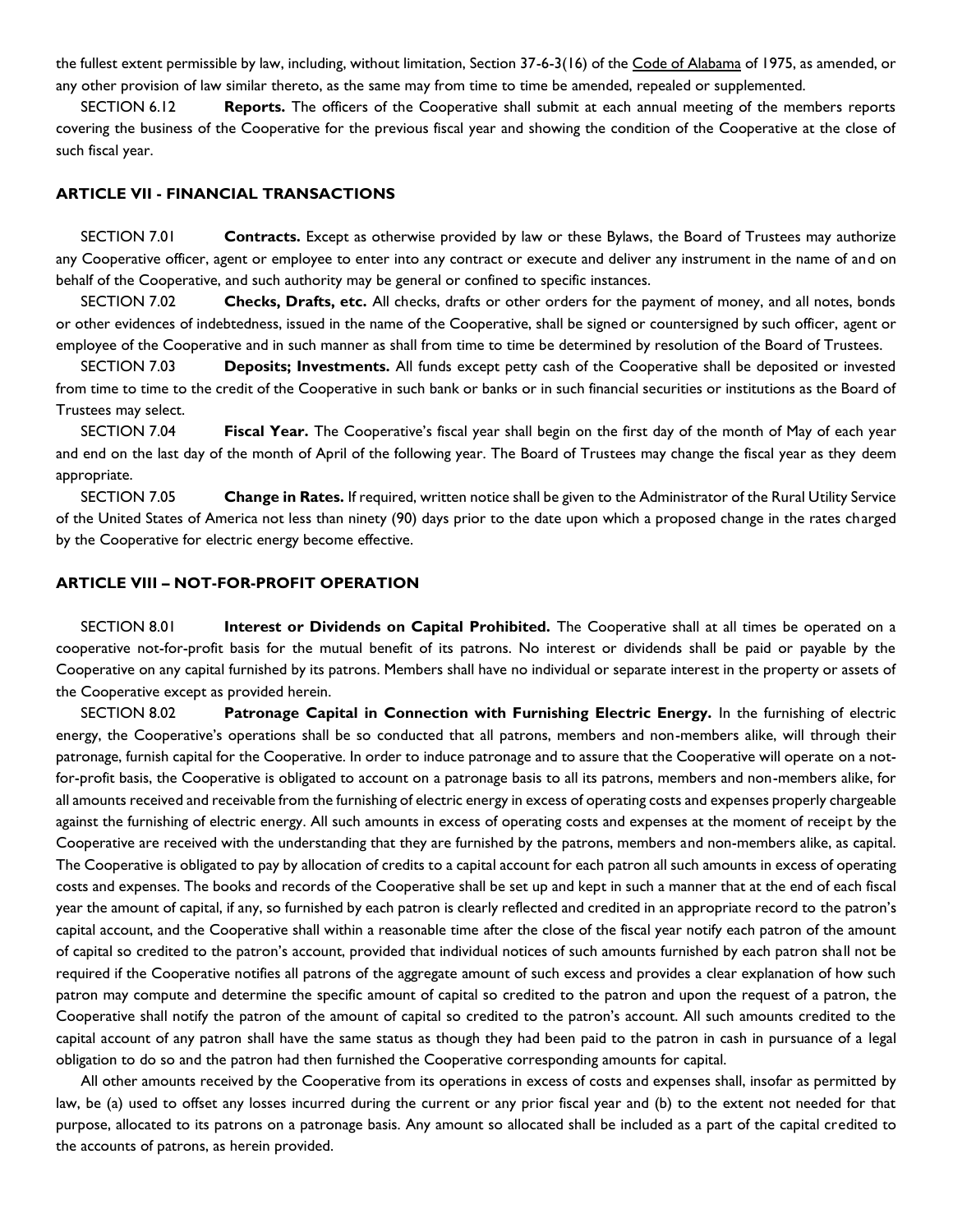the fullest extent permissible by law, including, without limitation, Section 37-6-3(16) of the Code of Alabama of 1975, as amended, or any other provision of law similar thereto, as the same may from time to time be amended, repealed or supplemented.

SECTION 6.12 **Reports.** The officers of the Cooperative shall submit at each annual meeting of the members reports covering the business of the Cooperative for the previous fiscal year and showing the condition of the Cooperative at the close of such fiscal year.

## ARTICLE VII - FINANCIAL TRANSACTIONS

SECTION 7.01 **Contracts.** Except as otherwise provided by law or these Bylaws, the Board of Trustees may authorize any Cooperative officer, agent or employee to enter into any contract or execute and deliver any instrument in the name of and on behalf of the Cooperative, and such authority may be general or confined to specific instances.

SECTION 7.02 **Checks, Drafts, etc.** All checks, drafts or other orders for the payment of money, and all notes, bonds or other evidences of indebtedness, issued in the name of the Cooperative, shall be signed or countersigned by such officer, agent or employee of the Cooperative and in such manner as shall from time to time be determined by resolution of the Board of Trustees.

SECTION 7.03 **Deposits; Investments.** All funds except petty cash of the Cooperative shall be deposited or invested from time to time to the credit of the Cooperative in such bank or banks or in such financial securities or institutions as the Board of Trustees may select.

SECTION 7.04 **Fiscal Year.** The Cooperative's fiscal year shall begin on the first day of the month of May of each year and end on the last day of the month of April of the following year. The Board of Trustees may change the fiscal year as they deem appropriate.

SECTION 7.05 **Change in Rates.** If required, written notice shall be given to the Administrator of the Rural Utility Service of the United States of America not less than ninety (90) days prior to the date upon which a proposed change in the rates charged by the Cooperative for electric energy become effective.

## ARTICLE VIII – NOT-FOR-PROFIT OPERATION

SECTION 8.01 **Interest or Dividends on Capital Prohibited.** The Cooperative shall at all times be operated on a cooperative not-for-profit basis for the mutual benefit of its patrons. No interest or dividends shall be paid or payable by the Cooperative on any capital furnished by its patrons. Members shall have no individual or separate interest in the property or assets of the Cooperative except as provided herein.

SECTION 8.02 **Patronage Capital in Connection with Furnishing Electric Energy.** In the furnishing of electric energy, the Cooperative's operations shall be so conducted that all patrons, members and non-members alike, will through their patronage, furnish capital for the Cooperative. In order to induce patronage and to assure that the Cooperative will operate on a not-for-profit basis, the Cooperative is obligated to account on a patronage basis to all its patrons, members and non-members alike, for all amounts received and receivable from the furnishing of electric energy in excess of operating costs and expenses properly chargeable against the furnishing of electric energy. All such amounts in excess of operating costs and expenses at the moment of receipt by the Cooperative are received with the understanding that they are furnished by the patrons, members and non-members alike, as capital. The Cooperative is obligated to pay by allocation of credits to a capital account for each patron all such amounts in excess of operating costs and expenses. The books and records of the Cooperative shall be set up and kept in such a manner that at the end of each fiscal year the amount of capital, if any, so furnished by each patron is clearly reflected and credited in an appropriate record to the patron's capital account, and the Cooperative shall within a reasonable time after the close of the fiscal year notify each patron of the amount of capital so credited to the patron's account, provided that individual notices of such amounts furnished by each patron shall not be required if the Cooperative notifies all patrons of the aggregate amount of such excess and provides a clear explanation of how such patron may compute and determine the specific amount of capital so credited to the patron and upon the request of a patron, the Cooperative shall notify the patron of the amount of capital so credited to the patron's account. All such amounts credited to the capital account of any patron shall have the same status as though they had been paid to the patron in cash in pursuance of a legal obligation to do so and the patron had then furnished the Cooperative corresponding amounts for capital.

All other amounts received by the Cooperative from its operations in excess of costs and expenses shall, insofar as permitted by law, be (a) used to offset any losses incurred during the current or any prior fiscal year and (b) to the extent not needed for that purpose, allocated to its patrons on a patronage basis. Any amount so allocated shall be included as a part of the capital credited to the accounts of patrons, as herein provided.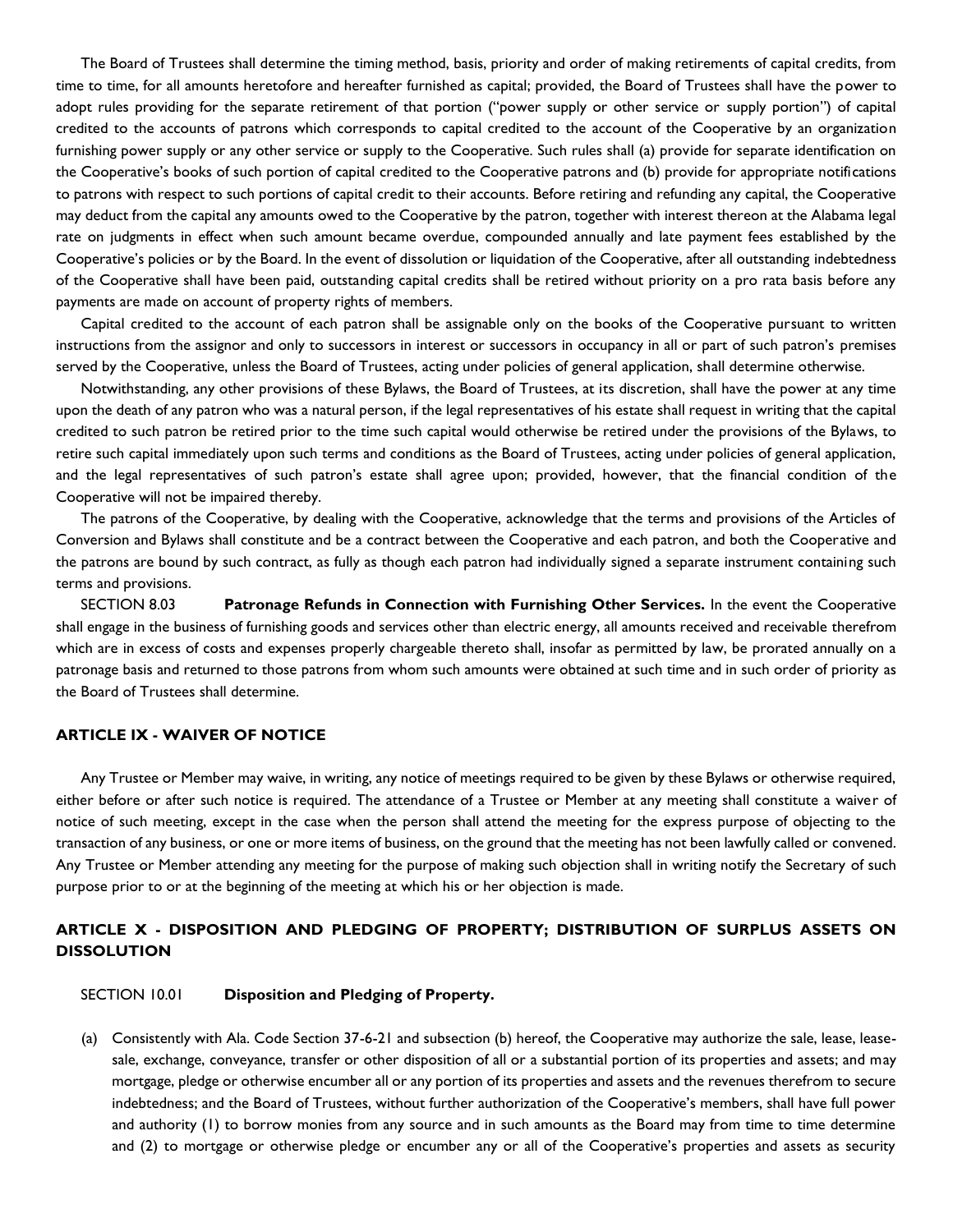The Board of Trustees shall determine the timing method, basis, priority and order of making retirements of capital credits, from time to time, for all amounts heretofore and hereafter furnished as capital; provided, the Board of Trustees shall have the power to adopt rules providing for the separate retirement of that portion ("power supply or other service or supply portion") of capital credited to the accounts of patrons which corresponds to capital credited to the account of the Cooperative by an organization furnishing power supply or any other service or supply to the Cooperative. Such rules shall (a) provide for separate identification on the Cooperative's books of such portion of capital credited to the Cooperative patrons and (b) provide for appropriate notifications to patrons with respect to such portions of capital credit to their accounts. Before retiring and refunding any capital, the Cooperative may deduct from the capital any amounts owed to the Cooperative by the patron, together with interest thereon at the Alabama legal rate on judgments in effect when such amount became overdue, compounded annually and late payment fees established by the Cooperative's policies or by the Board. In the event of dissolution or liquidation of the Cooperative, after all outstanding indebtedness of the Cooperative shall have been paid, outstanding capital credits shall be retired without priority on a pro rata basis before any payments are made on account of property rights of members.

Capital credited to the account of each patron shall be assignable only on the books of the Cooperative pursuant to written instructions from the assignor and only to successors in interest or successors in occupancy in all or part of such patron's premises served by the Cooperative, unless the Board of Trustees, acting under policies of general application, shall determine otherwise.

Notwithstanding, any other provisions of these Bylaws, the Board of Trustees, at its discretion, shall have the power at any time upon the death of any patron who was a natural person, if the legal representatives of his estate shall request in writing that the capital credited to such patron be retired prior to the time such capital would otherwise be retired under the provisions of the Bylaws, to retire such capital immediately upon such terms and conditions as the Board of Trustees, acting under policies of general application, and the legal representatives of such patron's estate shall agree upon; provided, however, that the financial condition of the Cooperative will not be impaired thereby.

The patrons of the Cooperative, by dealing with the Cooperative, acknowledge that the terms and provisions of the Articles of Conversion and Bylaws shall constitute and be a contract between the Cooperative and each patron, and both the Cooperative and the patrons are bound by such contract, as fully as though each patron had individually signed a separate instrument containing such terms and provisions.

SECTION 8.03 **Patronage Refunds in Connection with Furnishing Other Services.** In the event the Cooperative shall engage in the business of furnishing goods and services other than electric energy, all amounts received and receivable therefrom which are in excess of costs and expenses properly chargeable thereto shall, insofar as permitted by law, be prorated annually on a patronage basis and returned to those patrons from whom such amounts were obtained at such time and in such order of priority as the Board of Trustees shall determine.

## ARTICLE IX - WAIVER OF NOTICE

Any Trustee or Member may waive, in writing, any notice of meetings required to be given by these Bylaws or otherwise required, either before or after such notice is required. The attendance of a Trustee or Member at any meeting shall constitute a waiver of notice of such meeting, except in the case when the person shall attend the meeting for the express purpose of objecting to the transaction of any business, or one or more items of business, on the ground that the meeting has not been lawfully called or convened. Any Trustee or Member attending any meeting for the purpose of making such objection shall in writing notify the Secretary of such purpose prior to or at the beginning of the meeting at which his or her objection is made.

## ARTICLE X - DISPOSITION AND PLEDGING OF PROPERTY; DISTRIBUTION OF SURPLUS ASSETS ON DISSOLUTION

SECTION 10.01 **Disposition and Pledging of Property.**

(a) Consistently with Ala. Code Section 37-6-21 and subsection (b) hereof, the Cooperative may authorize the sale, lease, lease-sale, exchange, conveyance, transfer or other disposition of all or a substantial portion of its properties and assets; and may mortgage, pledge or otherwise encumber all or any portion of its properties and assets and the revenues therefrom to secure indebtedness; and the Board of Trustees, without further authorization of the Cooperative's members, shall have full power and authority (1) to borrow monies from any source and in such amounts as the Board may from time to time determine and (2) to mortgage or otherwise pledge or encumber any or all of the Cooperative's properties and assets as security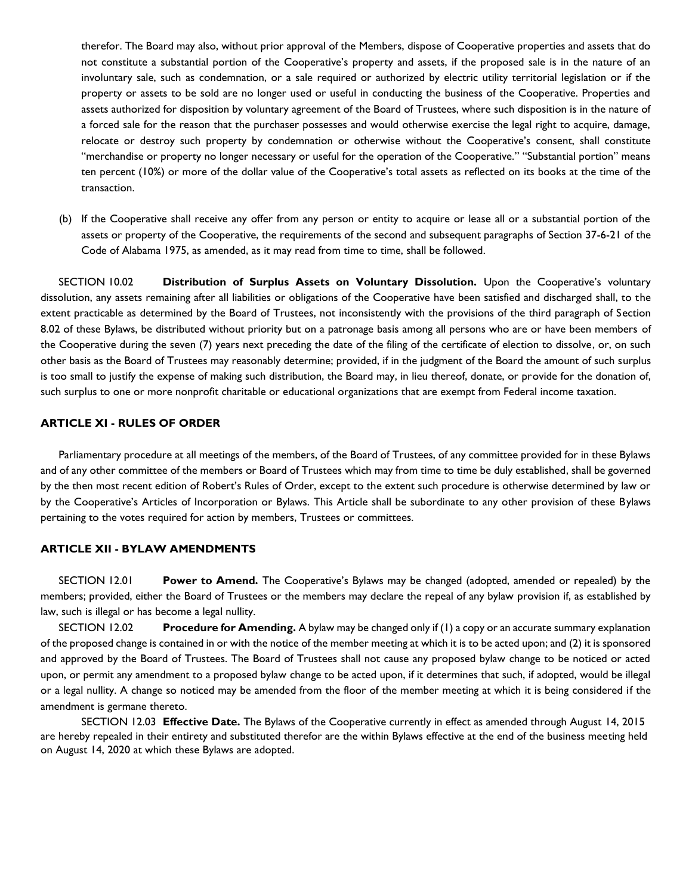therefor. The Board may also, without prior approval of the Members, dispose of Cooperative properties and assets that do not constitute a substantial portion of the Cooperative's property and assets, if the proposed sale is in the nature of an involuntary sale, such as condemnation, or a sale required or authorized by electric utility territorial legislation or if the property or assets to be sold are no longer used or useful in conducting the business of the Cooperative. Properties and assets authorized for disposition by voluntary agreement of the Board of Trustees, where such disposition is in the nature of a forced sale for the reason that the purchaser possesses and would otherwise exercise the legal right to acquire, damage, relocate or destroy such property by condemnation or otherwise without the Cooperative's consent, shall constitute "merchandise or property no longer necessary or useful for the operation of the Cooperative." "Substantial portion" means ten percent (10%) or more of the dollar value of the Cooperative's total assets as reflected on its books at the time of the transaction.

(b) If the Cooperative shall receive any offer from any person or entity to acquire or lease all or a substantial portion of the assets or property of the Cooperative, the requirements of the second and subsequent paragraphs of Section 37-6-21 of the Code of Alabama 1975, as amended, as it may read from time to time, shall be followed.

SECTION 10.02 **Distribution of Surplus Assets on Voluntary Dissolution.** Upon the Cooperative's voluntary dissolution, any assets remaining after all liabilities or obligations of the Cooperative have been satisfied and discharged shall, to the extent practicable as determined by the Board of Trustees, not inconsistently with the provisions of the third paragraph of Section 8.02 of these Bylaws, be distributed without priority but on a patronage basis among all persons who are or have been members of the Cooperative during the seven (7) years next preceding the date of the filing of the certificate of election to dissolve, or, on such other basis as the Board of Trustees may reasonably determine; provided, if in the judgment of the Board the amount of such surplus is too small to justify the expense of making such distribution, the Board may, in lieu thereof, donate, or provide for the donation of, such surplus to one or more nonprofit charitable or educational organizations that are exempt from Federal income taxation.

## ARTICLE XI - RULES OF ORDER

Parliamentary procedure at all meetings of the members, of the Board of Trustees, of any committee provided for in these Bylaws and of any other committee of the members or Board of Trustees which may from time to time be duly established, shall be governed by the then most recent edition of Robert's Rules of Order, except to the extent such procedure is otherwise determined by law or by the Cooperative's Articles of Incorporation or Bylaws. This Article shall be subordinate to any other provision of these Bylaws pertaining to the votes required for action by members, Trustees or committees.

## ARTICLE XII - BYLAW AMENDMENTS

SECTION 12.01 **Power to Amend.** The Cooperative's Bylaws may be changed (adopted, amended or repealed) by the members; provided, either the Board of Trustees or the members may declare the repeal of any bylaw provision if, as established by law, such is illegal or has become a legal nullity.

SECTION 12.02 **Procedure for Amending.** A bylaw may be changed only if (1) a copy or an accurate summary explanation of the proposed change is contained in or with the notice of the member meeting at which it is to be acted upon; and (2) it is sponsored and approved by the Board of Trustees. The Board of Trustees shall not cause any proposed bylaw change to be noticed or acted upon, or permit any amendment to a proposed bylaw change to be acted upon, if it determines that such, if adopted, would be illegal or a legal nullity. A change so noticed may be amended from the floor of the member meeting at which it is being considered if the amendment is germane thereto.

SECTION 12.03 **Effective Date.** The Bylaws of the Cooperative currently in effect as amended through August 14, 2015 are hereby repealed in their entirety and substituted therefor are the within Bylaws effective at the end of the business meeting held on August 14, 2020 at which these Bylaws are adopted.